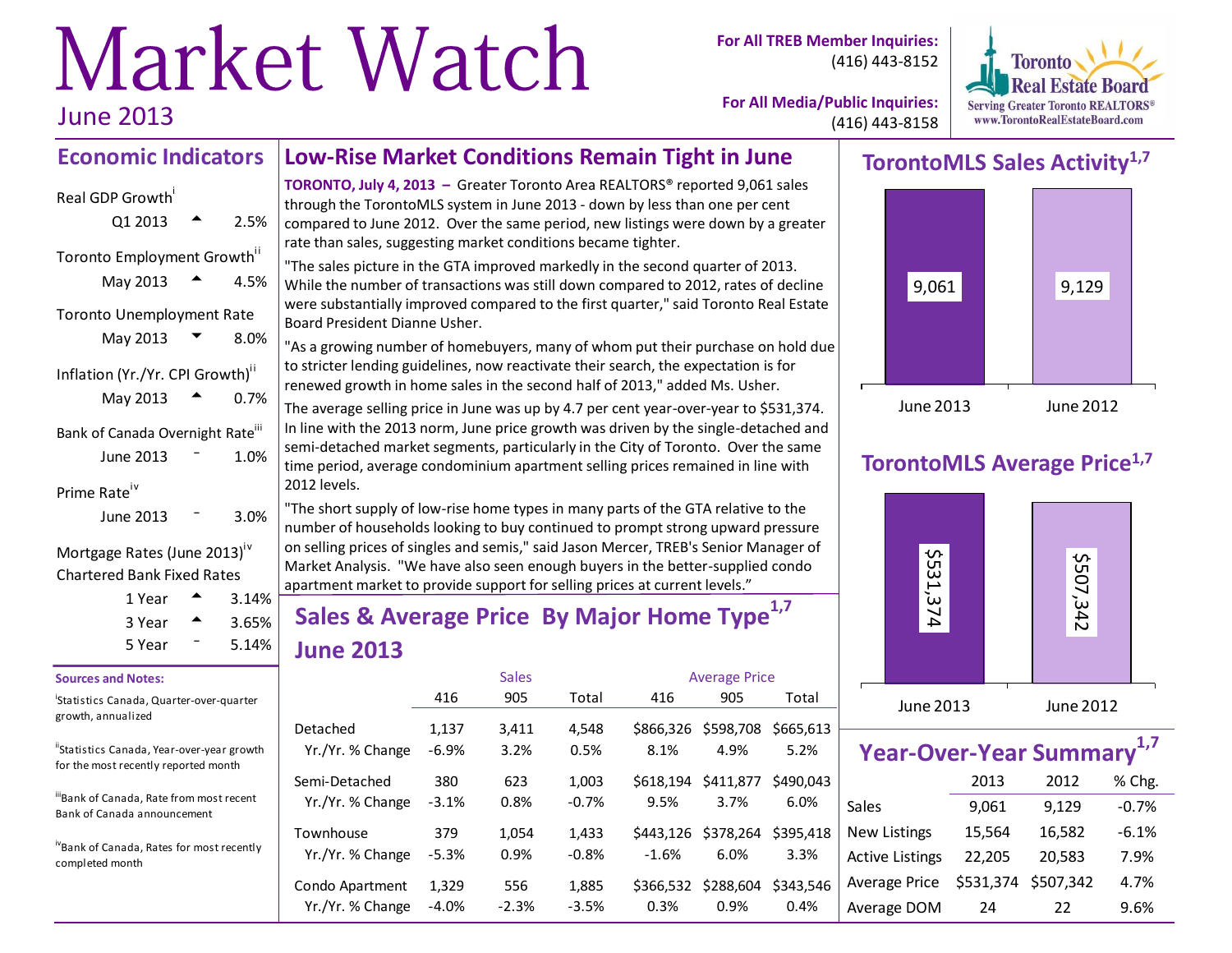# Market Watch

June 2013

**For All TREB Member Inquiries:** (416) 443-8152

**For All Media/Public Inquiries:** (416) 443-8158

Toronto Real Estate Board
Serving Greater Toronto REALTORS®
www.TorontoRealEstateBoard.com

## Economic Indicators

Real GDP Growth[i]

| | | |
|---|---|---|
| Q1 2013 | ▲ | 2.5% |

Toronto Employment Growth[ii]

| | | |
|---|---|---|
| May 2013 | ▲ | 4.5% |

Toronto Unemployment Rate

| | | |
|---|---|---|
| May 2013 | ▼ | 8.0% |

Inflation (Yr./Yr. CPI Growth)[ii]

| | | |
|---|---|---|
| May 2013 | ▲ | 0.7% |

Bank of Canada Overnight Rate[iii]

| | | |
|---|---|---|
| June 2013 | – | 1.0% |

Prime Rate[iv]

| | | |
|---|---|---|
| June 2013 | – | 3.0% |

Mortgage Rates (June 2013)[iv]
Chartered Bank Fixed Rates

| | | |
|---|---|---|
| 1 Year | ▲ | 3.14% |
| 3 Year | ▲ | 3.65% |
| 5 Year | – | 5.14% |

**Sources and Notes:**

[i] Statistics Canada, Quarter-over-quarter growth, annualized

[ii] Statistics Canada, Year-over-year growth for the most recently reported month

[iii] Bank of Canada, Rate from most recent Bank of Canada announcement

[iv] Bank of Canada, Rates for most recently completed month

## Low-Rise Market Conditions Remain Tight in June

**TORONTO, July 4, 2013 –** Greater Toronto Area REALTORS® reported 9,061 sales through the TorontoMLS system in June 2013 - down by less than one per cent compared to June 2012. Over the same period, new listings were down by a greater rate than sales, suggesting market conditions became tighter.

"The sales picture in the GTA improved markedly in the second quarter of 2013. While the number of transactions was still down compared to 2012, rates of decline were substantially improved compared to the first quarter," said Toronto Real Estate Board President Dianne Usher.

"As a growing number of homebuyers, many of whom put their purchase on hold due to stricter lending guidelines, now reactivate their search, the expectation is for renewed growth in home sales in the second half of 2013," added Ms. Usher.

The average selling price in June was up by 4.7 per cent year-over-year to $531,374. In line with the 2013 norm, June price growth was driven by the single-detached and semi-detached market segments, particularly in the City of Toronto. Over the same time period, average condominium apartment selling prices remained in line with 2012 levels.

"The short supply of low-rise home types in many parts of the GTA relative to the number of households looking to buy continued to prompt strong upward pressure on selling prices of singles and semis," said Jason Mercer, TREB's Senior Manager of Market Analysis. "We have also seen enough buyers in the better-supplied condo apartment market to provide support for selling prices at current levels."

## Sales & Average Price By Major Home Type[1,7] June 2013

| | Sales | | | Average Price | | |
|---|---|---|---|---|---|---|
| | 416 | 905 | Total | 416 | 905 | Total |
| Detached | 1,137 | 3,411 | 4,548 | $866,326 | $598,708 | $665,613 |
| Yr./Yr. % Change | -6.9% | 3.2% | 0.5% | 8.1% | 4.9% | 5.2% |
| Semi-Detached | 380 | 623 | 1,003 | $618,194 | $411,877 | $490,043 |
| Yr./Yr. % Change | -3.1% | 0.8% | -0.7% | 9.5% | 3.7% | 6.0% |
| Townhouse | 379 | 1,054 | 1,433 | $443,126 | $378,264 | $395,418 |
| Yr./Yr. % Change | -5.3% | 0.9% | -0.8% | -1.6% | 6.0% | 3.3% |
| Condo Apartment | 1,329 | 556 | 1,885 | $366,532 | $288,604 | $343,546 |
| Yr./Yr. % Change | -4.0% | -2.3% | -3.5% | 0.3% | 0.9% | 0.4% |

## TorontoMLS Sales Activity[1,7]

| June 2013 | June 2012 |
|---|---|
| 9,061 | 9,129 |

## TorontoMLS Average Price[1,7]

| June 2013 | June 2012 |
|---|---|
| $531,374 | $507,342 |

## Year-Over-Year Summary[1,7]

| | 2013 | 2012 | % Chg. |
|---|---|---|---|
| Sales | 9,061 | 9,129 | -0.7% |
| New Listings | 15,564 | 16,582 | -6.1% |
| Active Listings | 22,205 | 20,583 | 7.9% |
| Average Price | $531,374 | $507,342 | 4.7% |
| Average DOM | 24 | 22 | 9.6% |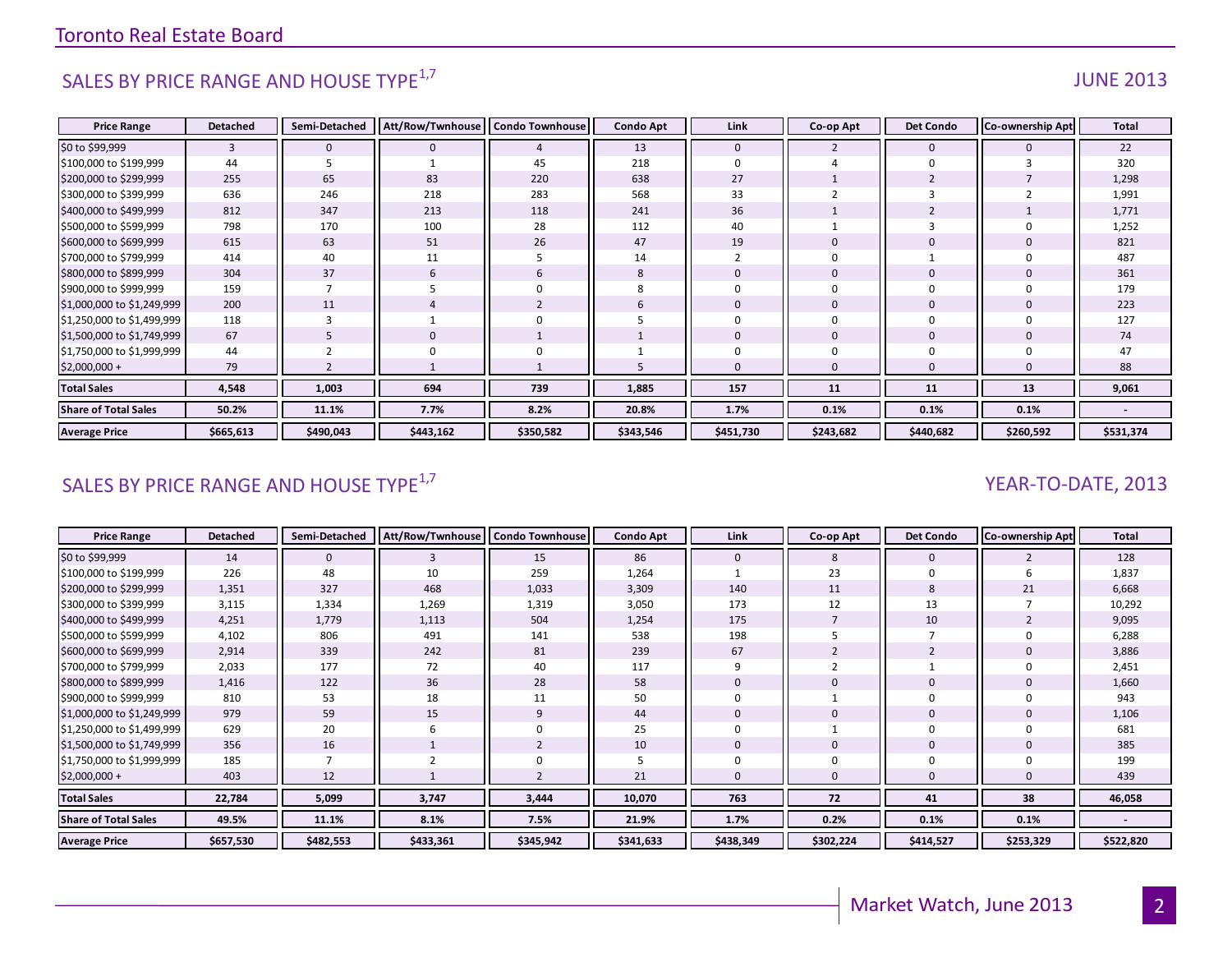## SALES BY PRICE RANGE AND HOUSE TYPE[1,7]

JUNE 2013

| Price Range | Detached | Semi-Detached | Att/Row/Twnhouse | Condo Townhouse | Condo Apt | Link | Co-op Apt | Det Condo | Co-ownership Apt | Total |
|---|---|---|---|---|---|---|---|---|---|---|
| $0 to $99,999 | 3 | 0 | 0 | 4 | 13 | 0 | 2 | 0 | 0 | 22 |
| $100,000 to $199,999 | 44 | 5 | 1 | 45 | 218 | 0 | 4 | 0 | 3 | 320 |
| $200,000 to $299,999 | 255 | 65 | 83 | 220 | 638 | 27 | 1 | 2 | 7 | 1,298 |
| $300,000 to $399,999 | 636 | 246 | 218 | 283 | 568 | 33 | 2 | 3 | 2 | 1,991 |
| $400,000 to $499,999 | 812 | 347 | 213 | 118 | 241 | 36 | 1 | 2 | 1 | 1,771 |
| $500,000 to $599,999 | 798 | 170 | 100 | 28 | 112 | 40 | 1 | 3 | 0 | 1,252 |
| $600,000 to $699,999 | 615 | 63 | 51 | 26 | 47 | 19 | 0 | 0 | 0 | 821 |
| $700,000 to $799,999 | 414 | 40 | 11 | 5 | 14 | 2 | 0 | 1 | 0 | 487 |
| $800,000 to $899,999 | 304 | 37 | 6 | 6 | 8 | 0 | 0 | 0 | 0 | 361 |
| $900,000 to $999,999 | 159 | 7 | 5 | 0 | 8 | 0 | 0 | 0 | 0 | 179 |
| $1,000,000 to $1,249,999 | 200 | 11 | 4 | 2 | 6 | 0 | 0 | 0 | 0 | 223 |
| $1,250,000 to $1,499,999 | 118 | 3 | 1 | 0 | 5 | 0 | 0 | 0 | 0 | 127 |
| $1,500,000 to $1,749,999 | 67 | 5 | 0 | 1 | 1 | 0 | 0 | 0 | 0 | 74 |
| $1,750,000 to $1,999,999 | 44 | 2 | 0 | 0 | 1 | 0 | 0 | 0 | 0 | 47 |
| $2,000,000 + | 79 | 2 | 1 | 1 | 5 | 0 | 0 | 0 | 0 | 88 |
| **Total Sales** | **4,548** | **1,003** | **694** | **739** | **1,885** | **157** | **11** | **11** | **13** | **9,061** |
| **Share of Total Sales** | **50.2%** | **11.1%** | **7.7%** | **8.2%** | **20.8%** | **1.7%** | **0.1%** | **0.1%** | **0.1%** | **-** |
| **Average Price** | **$665,613** | **$490,043** | **$443,162** | **$350,582** | **$343,546** | **$451,730** | **$243,682** | **$440,682** | **$260,592** | **$531,374** |

## SALES BY PRICE RANGE AND HOUSE TYPE[1,7]

YEAR-TO-DATE, 2013

| Price Range | Detached | Semi-Detached | Att/Row/Twnhouse | Condo Townhouse | Condo Apt | Link | Co-op Apt | Det Condo | Co-ownership Apt | Total |
|---|---|---|---|---|---|---|---|---|---|---|
| $0 to $99,999 | 14 | 0 | 3 | 15 | 86 | 0 | 8 | 0 | 2 | 128 |
| $100,000 to $199,999 | 226 | 48 | 10 | 259 | 1,264 | 1 | 23 | 0 | 6 | 1,837 |
| $200,000 to $299,999 | 1,351 | 327 | 468 | 1,033 | 3,309 | 140 | 11 | 8 | 21 | 6,668 |
| $300,000 to $399,999 | 3,115 | 1,334 | 1,269 | 1,319 | 3,050 | 173 | 12 | 13 | 7 | 10,292 |
| $400,000 to $499,999 | 4,251 | 1,779 | 1,113 | 504 | 1,254 | 175 | 7 | 10 | 2 | 9,095 |
| $500,000 to $599,999 | 4,102 | 806 | 491 | 141 | 538 | 198 | 5 | 7 | 0 | 6,288 |
| $600,000 to $699,999 | 2,914 | 339 | 242 | 81 | 239 | 67 | 2 | 2 | 0 | 3,886 |
| $700,000 to $799,999 | 2,033 | 177 | 72 | 40 | 117 | 9 | 2 | 1 | 0 | 2,451 |
| $800,000 to $899,999 | 1,416 | 122 | 36 | 28 | 58 | 0 | 0 | 0 | 0 | 1,660 |
| $900,000 to $999,999 | 810 | 53 | 18 | 11 | 50 | 0 | 1 | 0 | 0 | 943 |
| $1,000,000 to $1,249,999 | 979 | 59 | 15 | 9 | 44 | 0 | 0 | 0 | 0 | 1,106 |
| $1,250,000 to $1,499,999 | 629 | 20 | 6 | 0 | 25 | 0 | 1 | 0 | 0 | 681 |
| $1,500,000 to $1,749,999 | 356 | 16 | 1 | 2 | 10 | 0 | 0 | 0 | 0 | 385 |
| $1,750,000 to $1,999,999 | 185 | 7 | 2 | 0 | 5 | 0 | 0 | 0 | 0 | 199 |
| $2,000,000 + | 403 | 12 | 1 | 2 | 21 | 0 | 0 | 0 | 0 | 439 |
| **Total Sales** | **22,784** | **5,099** | **3,747** | **3,444** | **10,070** | **763** | **72** | **41** | **38** | **46,058** |
| **Share of Total Sales** | **49.5%** | **11.1%** | **8.1%** | **7.5%** | **21.9%** | **1.7%** | **0.2%** | **0.1%** | **0.1%** | **-** |
| **Average Price** | **$657,530** | **$482,553** | **$433,361** | **$345,942** | **$341,633** | **$438,349** | **$302,224** | **$414,527** | **$253,329** | **$522,820** |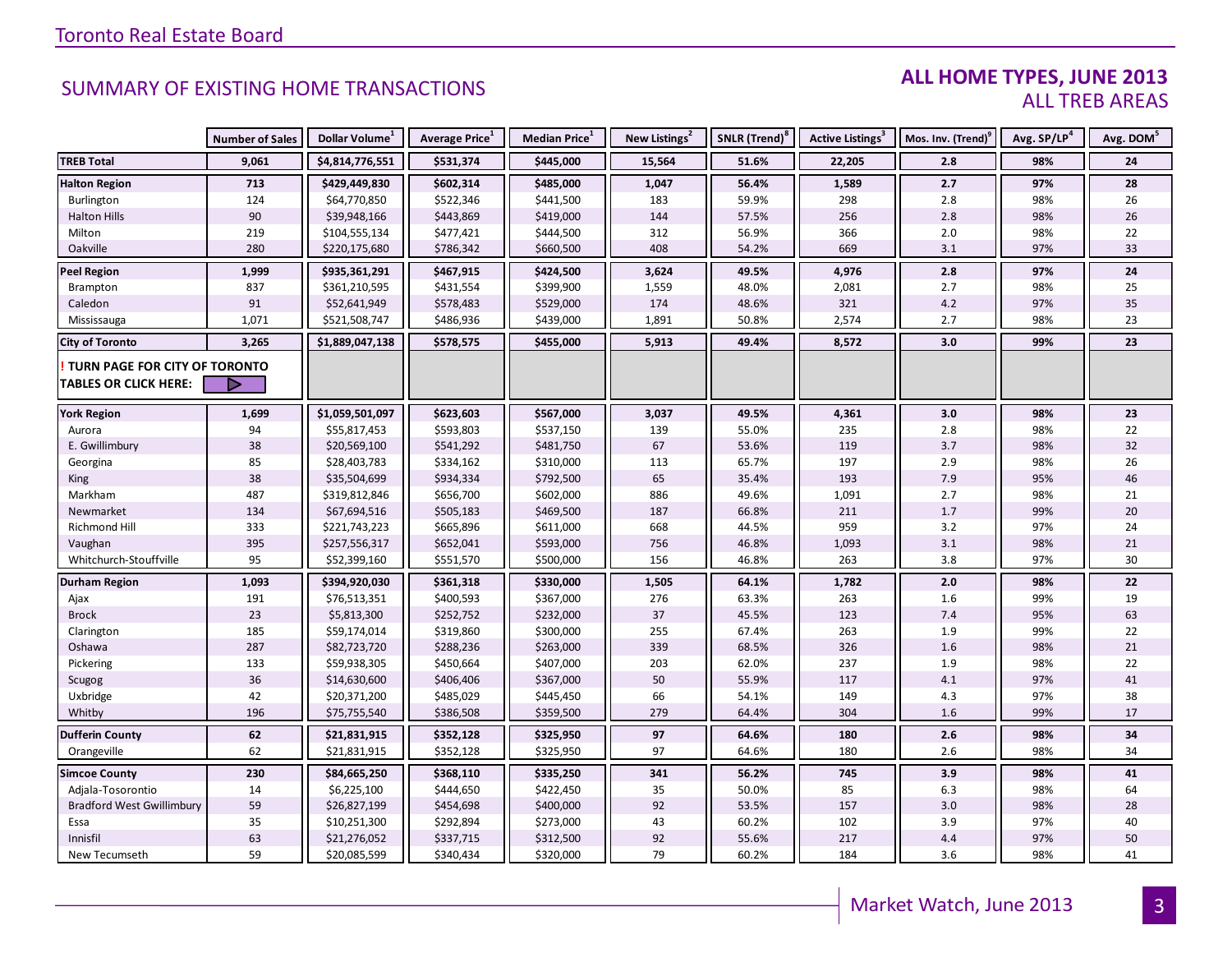Toronto Real Estate Board

## SUMMARY OF EXISTING HOME TRANSACTIONS

### ALL HOME TYPES, JUNE 2013
ALL TREB AREAS

| | Number of Sales | Dollar Volume[1] | Average Price[1] | Median Price[1] | New Listings[2] | SNLR (Trend)[8] | Active Listings[3] | Mos. Inv. (Trend)[9] | Avg. SP/LP[4] | Avg. DOM[5] |
|---|---|---|---|---|---|---|---|---|---|---|
| **TREB Total** | **9,061** | **$4,814,776,551** | **$531,374** | **$445,000** | **15,564** | **51.6%** | **22,205** | **2.8** | **98%** | **24** |
| **Halton Region** | **713** | **$429,449,830** | **$602,314** | **$485,000** | **1,047** | **56.4%** | **1,589** | **2.7** | **97%** | **28** |
| Burlington | 124 | $64,770,850 | $522,346 | $441,500 | 183 | 59.9% | 298 | 2.8 | 98% | 26 |
| Halton Hills | 90 | $39,948,166 | $443,869 | $419,000 | 144 | 57.5% | 256 | 2.8 | 98% | 26 |
| Milton | 219 | $104,555,134 | $477,421 | $444,500 | 312 | 56.9% | 366 | 2.0 | 98% | 22 |
| Oakville | 280 | $220,175,680 | $786,342 | $660,500 | 408 | 54.2% | 669 | 3.1 | 97% | 33 |
| **Peel Region** | **1,999** | **$935,361,291** | **$467,915** | **$424,500** | **3,624** | **49.5%** | **4,976** | **2.8** | **97%** | **24** |
| Brampton | 837 | $361,210,595 | $431,554 | $399,900 | 1,559 | 48.0% | 2,081 | 2.7 | 98% | 25 |
| Caledon | 91 | $52,641,949 | $578,483 | $529,000 | 174 | 48.6% | 321 | 4.2 | 97% | 35 |
| Mississauga | 1,071 | $521,508,747 | $486,936 | $439,000 | 1,891 | 50.8% | 2,574 | 2.7 | 98% | 23 |
| **City of Toronto** | **3,265** | **$1,889,047,138** | **$578,575** | **$455,000** | **5,913** | **49.4%** | **8,572** | **3.0** | **99%** | **23** |
| **! TURN PAGE FOR CITY OF TORONTO TABLES OR CLICK HERE:** | | | | | | | | | | |
| **York Region** | **1,699** | **$1,059,501,097** | **$623,603** | **$567,000** | **3,037** | **49.5%** | **4,361** | **3.0** | **98%** | **23** |
| Aurora | 94 | $55,817,453 | $593,803 | $537,150 | 139 | 55.0% | 235 | 2.8 | 98% | 22 |
| E. Gwillimbury | 38 | $20,569,100 | $541,292 | $481,750 | 67 | 53.6% | 119 | 3.7 | 98% | 32 |
| Georgina | 85 | $28,403,783 | $334,162 | $310,000 | 113 | 65.7% | 197 | 2.9 | 98% | 26 |
| King | 38 | $35,504,699 | $934,334 | $792,500 | 65 | 35.4% | 193 | 7.9 | 95% | 46 |
| Markham | 487 | $319,812,846 | $656,700 | $602,000 | 886 | 49.6% | 1,091 | 2.7 | 98% | 21 |
| Newmarket | 134 | $67,694,516 | $505,183 | $469,500 | 187 | 66.8% | 211 | 1.7 | 99% | 20 |
| Richmond Hill | 333 | $221,743,223 | $665,896 | $611,000 | 668 | 44.5% | 959 | 3.2 | 97% | 24 |
| Vaughan | 395 | $257,556,317 | $652,041 | $593,000 | 756 | 46.8% | 1,093 | 3.1 | 98% | 21 |
| Whitchurch-Stouffville | 95 | $52,399,160 | $551,570 | $500,000 | 156 | 46.8% | 263 | 3.8 | 97% | 30 |
| **Durham Region** | **1,093** | **$394,920,030** | **$361,318** | **$330,000** | **1,505** | **64.1%** | **1,782** | **2.0** | **98%** | **22** |
| Ajax | 191 | $76,513,351 | $400,593 | $367,000 | 276 | 63.3% | 263 | 1.6 | 99% | 19 |
| Brock | 23 | $5,813,300 | $252,752 | $232,000 | 37 | 45.5% | 123 | 7.4 | 95% | 63 |
| Clarington | 185 | $59,174,014 | $319,860 | $300,000 | 255 | 67.4% | 263 | 1.9 | 99% | 22 |
| Oshawa | 287 | $82,723,720 | $288,236 | $263,000 | 339 | 68.5% | 326 | 1.6 | 98% | 21 |
| Pickering | 133 | $59,938,305 | $450,664 | $407,000 | 203 | 62.0% | 237 | 1.9 | 98% | 22 |
| Scugog | 36 | $14,630,600 | $406,406 | $367,000 | 50 | 55.9% | 117 | 4.1 | 97% | 41 |
| Uxbridge | 42 | $20,371,200 | $485,029 | $445,450 | 66 | 54.1% | 149 | 4.3 | 97% | 38 |
| Whitby | 196 | $75,755,540 | $386,508 | $359,500 | 279 | 64.4% | 304 | 1.6 | 99% | 17 |
| **Dufferin County** | **62** | **$21,831,915** | **$352,128** | **$325,950** | **97** | **64.6%** | **180** | **2.6** | **98%** | **34** |
| Orangeville | 62 | $21,831,915 | $352,128 | $325,950 | 97 | 64.6% | 180 | 2.6 | 98% | 34 |
| **Simcoe County** | **230** | **$84,665,250** | **$368,110** | **$335,250** | **341** | **56.2%** | **745** | **3.9** | **98%** | **41** |
| Adjala-Tosorontio | 14 | $6,225,100 | $444,650 | $422,450 | 35 | 50.0% | 85 | 6.3 | 98% | 64 |
| Bradford West Gwillimbury | 59 | $26,827,199 | $454,698 | $400,000 | 92 | 53.5% | 157 | 3.0 | 98% | 28 |
| Essa | 35 | $10,251,300 | $292,894 | $273,000 | 43 | 60.2% | 102 | 3.9 | 97% | 40 |
| Innisfil | 63 | $21,276,052 | $337,715 | $312,500 | 92 | 55.6% | 217 | 4.4 | 97% | 50 |
| New Tecumseth | 59 | $20,085,599 | $340,434 | $320,000 | 79 | 60.2% | 184 | 3.6 | 98% | 41 |

Market Watch, June 2013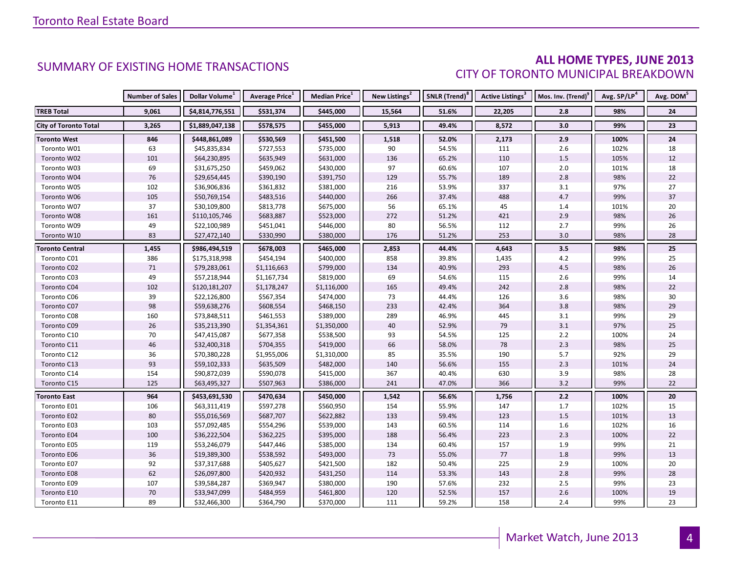## SUMMARY OF EXISTING HOME TRANSACTIONS

## ALL HOME TYPES, JUNE 2013

### CITY OF TORONTO MUNICIPAL BREAKDOWN

| | Number of Sales | Dollar Volume[1] | Average Price[1] | Median Price[1] | New Listings[2] | SNLR (Trend)[8] | Active Listings[3] | Mos. Inv. (Trend)[9] | Avg. SP/LP[4] | Avg. DOM[5] |
|---|---|---|---|---|---|---|---|---|---|---|
| **TREB Total** | **9,061** | **$4,814,776,551** | **$531,374** | **$445,000** | **15,564** | **51.6%** | **22,205** | **2.8** | **98%** | **24** |
| **City of Toronto Total** | **3,265** | **$1,889,047,138** | **$578,575** | **$455,000** | **5,913** | **49.4%** | **8,572** | **3.0** | **99%** | **23** |
| **Toronto West** | **846** | **$448,861,089** | **$530,569** | **$451,500** | **1,518** | **52.0%** | **2,173** | **2.9** | **100%** | **24** |
| Toronto W01 | 63 | $45,835,834 | $727,553 | $735,000 | 90 | 54.5% | 111 | 2.6 | 102% | 18 |
| Toronto W02 | 101 | $64,230,895 | $635,949 | $631,000 | 136 | 65.2% | 110 | 1.5 | 105% | 12 |
| Toronto W03 | 69 | $31,675,250 | $459,062 | $430,000 | 97 | 60.6% | 107 | 2.0 | 101% | 18 |
| Toronto W04 | 76 | $29,654,445 | $390,190 | $391,750 | 129 | 55.7% | 189 | 2.8 | 98% | 22 |
| Toronto W05 | 102 | $36,906,836 | $361,832 | $381,000 | 216 | 53.9% | 337 | 3.1 | 97% | 27 |
| Toronto W06 | 105 | $50,769,154 | $483,516 | $440,000 | 266 | 37.4% | 488 | 4.7 | 99% | 37 |
| Toronto W07 | 37 | $30,109,800 | $813,778 | $675,000 | 56 | 65.1% | 45 | 1.4 | 101% | 20 |
| Toronto W08 | 161 | $110,105,746 | $683,887 | $523,000 | 272 | 51.2% | 421 | 2.9 | 98% | 26 |
| Toronto W09 | 49 | $22,100,989 | $451,041 | $446,000 | 80 | 56.5% | 112 | 2.7 | 99% | 26 |
| Toronto W10 | 83 | $27,472,140 | $330,990 | $380,000 | 176 | 51.2% | 253 | 3.0 | 98% | 28 |
| **Toronto Central** | **1,455** | **$986,494,519** | **$678,003** | **$465,000** | **2,853** | **44.4%** | **4,643** | **3.5** | **98%** | **25** |
| Toronto C01 | 386 | $175,318,998 | $454,194 | $400,000 | 858 | 39.8% | 1,435 | 4.2 | 99% | 25 |
| Toronto C02 | 71 | $79,283,061 | $1,116,663 | $799,000 | 134 | 40.9% | 293 | 4.5 | 98% | 26 |
| Toronto C03 | 49 | $57,218,944 | $1,167,734 | $819,000 | 69 | 54.6% | 115 | 2.6 | 99% | 14 |
| Toronto C04 | 102 | $120,181,207 | $1,178,247 | $1,116,000 | 165 | 49.4% | 242 | 2.8 | 98% | 22 |
| Toronto C06 | 39 | $22,126,800 | $567,354 | $474,000 | 73 | 44.4% | 126 | 3.6 | 98% | 30 |
| Toronto C07 | 98 | $59,638,276 | $608,554 | $468,150 | 233 | 42.4% | 364 | 3.8 | 98% | 29 |
| Toronto C08 | 160 | $73,848,511 | $461,553 | $389,000 | 289 | 46.9% | 445 | 3.1 | 99% | 29 |
| Toronto C09 | 26 | $35,213,390 | $1,354,361 | $1,350,000 | 40 | 52.9% | 79 | 3.1 | 97% | 25 |
| Toronto C10 | 70 | $47,415,087 | $677,358 | $538,500 | 93 | 54.5% | 125 | 2.2 | 100% | 24 |
| Toronto C11 | 46 | $32,400,318 | $704,355 | $419,000 | 66 | 58.0% | 78 | 2.3 | 98% | 25 |
| Toronto C12 | 36 | $70,380,228 | $1,955,006 | $1,310,000 | 85 | 35.5% | 190 | 5.7 | 92% | 29 |
| Toronto C13 | 93 | $59,102,333 | $635,509 | $482,000 | 140 | 56.6% | 155 | 2.3 | 101% | 24 |
| Toronto C14 | 154 | $90,872,039 | $590,078 | $415,000 | 367 | 40.4% | 630 | 3.9 | 98% | 28 |
| Toronto C15 | 125 | $63,495,327 | $507,963 | $386,000 | 241 | 47.0% | 366 | 3.2 | 99% | 22 |
| **Toronto East** | **964** | **$453,691,530** | **$470,634** | **$450,000** | **1,542** | **56.6%** | **1,756** | **2.2** | **100%** | **20** |
| Toronto E01 | 106 | $63,311,419 | $597,278 | $560,950 | 154 | 55.9% | 147 | 1.7 | 102% | 15 |
| Toronto E02 | 80 | $55,016,569 | $687,707 | $622,882 | 133 | 59.4% | 123 | 1.5 | 101% | 13 |
| Toronto E03 | 103 | $57,092,485 | $554,296 | $539,000 | 143 | 60.5% | 114 | 1.6 | 102% | 16 |
| Toronto E04 | 100 | $36,222,504 | $362,225 | $395,000 | 188 | 56.4% | 223 | 2.3 | 100% | 22 |
| Toronto E05 | 119 | $53,246,079 | $447,446 | $385,000 | 134 | 60.4% | 157 | 1.9 | 99% | 21 |
| Toronto E06 | 36 | $19,389,300 | $538,592 | $493,000 | 73 | 55.0% | 77 | 1.8 | 99% | 13 |
| Toronto E07 | 92 | $37,317,688 | $405,627 | $421,500 | 182 | 50.4% | 225 | 2.9 | 100% | 20 |
| Toronto E08 | 62 | $26,097,800 | $420,932 | $431,250 | 114 | 53.3% | 143 | 2.8 | 99% | 28 |
| Toronto E09 | 107 | $39,584,287 | $369,947 | $380,000 | 190 | 57.6% | 232 | 2.5 | 99% | 23 |
| Toronto E10 | 70 | $33,947,099 | $484,959 | $461,800 | 120 | 52.5% | 157 | 2.6 | 100% | 19 |
| Toronto E11 | 89 | $32,466,300 | $364,790 | $370,000 | 111 | 59.2% | 158 | 2.4 | 99% | 23 |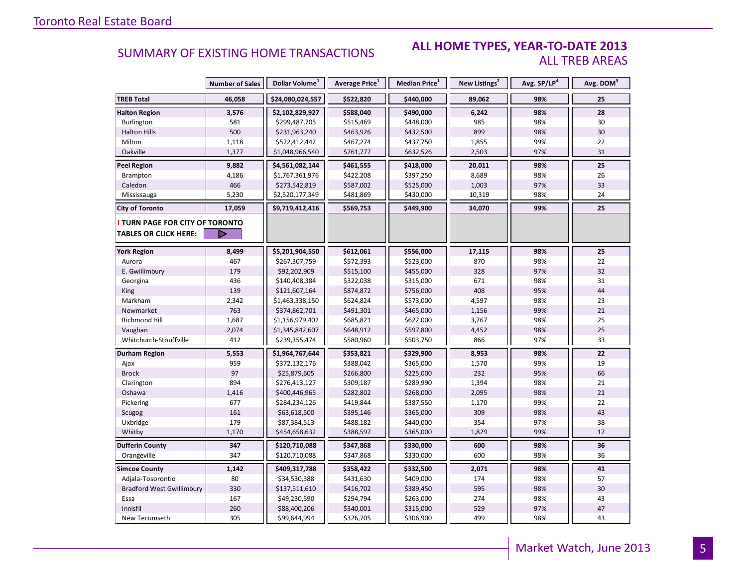## SUMMARY OF EXISTING HOME TRANSACTIONS

### ALL HOME TYPES, YEAR-TO-DATE 2013
### ALL TREB AREAS

| | Number of Sales | Dollar Volume[1] | Average Price[1] | Median Price[1] | New Listings[2] | Avg. SP/LP[4] | Avg. DOM[5] |
|---|---|---|---|---|---|---|---|
| **TREB Total** | **46,058** | **$24,080,024,557** | **$522,820** | **$440,000** | **89,062** | **98%** | **25** |
| **Halton Region** | **3,576** | **$2,102,829,927** | **$588,040** | **$490,000** | **6,242** | **98%** | **28** |
| Burlington | 581 | $299,487,705 | $515,469 | $448,000 | 985 | 98% | 30 |
| Halton Hills | 500 | $231,963,240 | $463,926 | $432,500 | 899 | 98% | 30 |
| Milton | 1,118 | $522,412,442 | $467,274 | $437,750 | 1,855 | 99% | 22 |
| Oakville | 1,377 | $1,048,966,540 | $761,777 | $632,526 | 2,503 | 97% | 31 |
| **Peel Region** | **9,882** | **$4,561,082,144** | **$461,555** | **$418,000** | **20,011** | **98%** | **25** |
| Brampton | 4,186 | $1,767,361,976 | $422,208 | $397,250 | 8,689 | 98% | 26 |
| Caledon | 466 | $273,542,819 | $587,002 | $525,000 | 1,003 | 97% | 33 |
| Mississauga | 5,230 | $2,520,177,349 | $481,869 | $430,000 | 10,319 | 98% | 24 |
| **City of Toronto** | **17,059** | **$9,719,412,416** | **$569,753** | **$449,900** | **34,070** | **99%** | **25** |
| **! TURN PAGE FOR CITY OF TORONTO TABLES OR CLICK HERE:** | | | | | | | |
| **York Region** | **8,499** | **$5,201,904,550** | **$612,061** | **$556,000** | **17,115** | **98%** | **25** |
| Aurora | 467 | $267,307,759 | $572,393 | $523,000 | 870 | 98% | 22 |
| E. Gwillimbury | 179 | $92,202,909 | $515,100 | $455,000 | 328 | 97% | 32 |
| Georgina | 436 | $140,408,384 | $322,038 | $315,000 | 671 | 98% | 31 |
| King | 139 | $121,607,164 | $874,872 | $756,000 | 408 | 95% | 44 |
| Markham | 2,342 | $1,463,338,150 | $624,824 | $573,000 | 4,597 | 98% | 23 |
| Newmarket | 763 | $374,862,701 | $491,301 | $465,000 | 1,156 | 99% | 21 |
| Richmond Hill | 1,687 | $1,156,979,402 | $685,821 | $622,000 | 3,767 | 98% | 25 |
| Vaughan | 2,074 | $1,345,842,607 | $648,912 | $597,800 | 4,452 | 98% | 25 |
| Whitchurch-Stouffville | 412 | $239,355,474 | $580,960 | $503,750 | 866 | 97% | 33 |
| **Durham Region** | **5,553** | **$1,964,767,644** | **$353,821** | **$329,900** | **8,953** | **98%** | **22** |
| Ajax | 959 | $372,132,176 | $388,042 | $365,000 | 1,570 | 99% | 19 |
| Brock | 97 | $25,879,605 | $266,800 | $225,000 | 232 | 95% | 66 |
| Clarington | 894 | $276,413,127 | $309,187 | $289,990 | 1,394 | 98% | 21 |
| Oshawa | 1,416 | $400,446,965 | $282,802 | $268,000 | 2,095 | 98% | 21 |
| Pickering | 677 | $284,234,126 | $419,844 | $387,550 | 1,170 | 99% | 22 |
| Scugog | 161 | $63,618,500 | $395,146 | $365,000 | 309 | 98% | 43 |
| Uxbridge | 179 | $87,384,513 | $488,182 | $440,000 | 354 | 97% | 38 |
| Whitby | 1,170 | $454,658,632 | $388,597 | $365,000 | 1,829 | 99% | 17 |
| **Dufferin County** | **347** | **$120,710,088** | **$347,868** | **$330,000** | **600** | **98%** | **36** |
| Orangeville | 347 | $120,710,088 | $347,868 | $330,000 | 600 | 98% | 36 |
| **Simcoe County** | **1,142** | **$409,317,788** | **$358,422** | **$332,500** | **2,071** | **98%** | **41** |
| Adjala-Tosorontio | 80 | $34,530,388 | $431,630 | $409,000 | 174 | 98% | 57 |
| Bradford West Gwillimbury | 330 | $137,511,610 | $416,702 | $389,450 | 595 | 98% | 30 |
| Essa | 167 | $49,230,590 | $294,794 | $263,000 | 274 | 98% | 43 |
| Innisfil | 260 | $88,400,206 | $340,001 | $315,000 | 529 | 97% | 47 |
| New Tecumseth | 305 | $99,644,994 | $326,705 | $306,900 | 499 | 98% | 43 |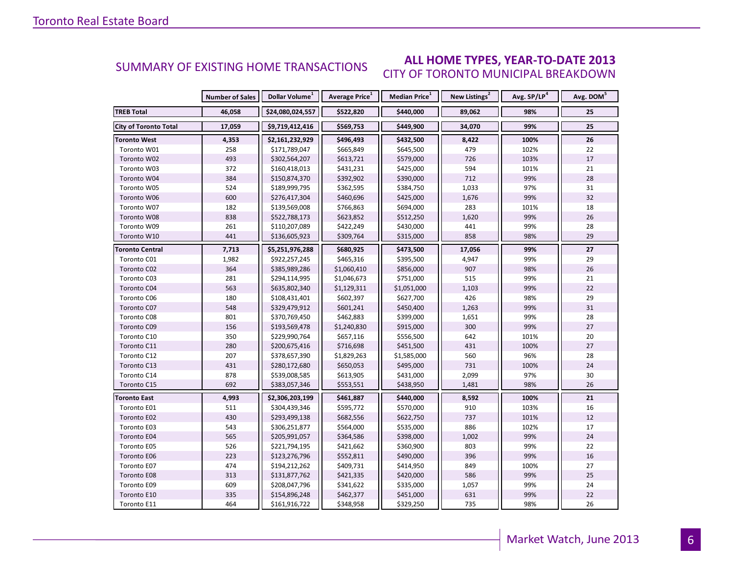## SUMMARY OF EXISTING HOME TRANSACTIONS

### ALL HOME TYPES, YEAR-TO-DATE 2013
### CITY OF TORONTO MUNICIPAL BREAKDOWN

| | Number of Sales | Dollar Volume[1] | Average Price[1] | Median Price[1] | New Listings[2] | Avg. SP/LP[4] | Avg. DOM[5] |
|---|---|---|---|---|---|---|---|
| **TREB Total** | **46,058** | **$24,080,024,557** | **$522,820** | **$440,000** | **89,062** | **98%** | **25** |
| **City of Toronto Total** | **17,059** | **$9,719,412,416** | **$569,753** | **$449,900** | **34,070** | **99%** | **25** |
| **Toronto West** | **4,353** | **$2,161,232,929** | **$496,493** | **$432,500** | **8,422** | **100%** | **26** |
| Toronto W01 | 258 | $171,789,047 | $665,849 | $645,500 | 479 | 102% | 22 |
| Toronto W02 | 493 | $302,564,207 | $613,721 | $579,000 | 726 | 103% | 17 |
| Toronto W03 | 372 | $160,418,013 | $431,231 | $425,000 | 594 | 101% | 21 |
| Toronto W04 | 384 | $150,874,370 | $392,902 | $390,000 | 712 | 99% | 28 |
| Toronto W05 | 524 | $189,999,795 | $362,595 | $384,750 | 1,033 | 97% | 31 |
| Toronto W06 | 600 | $276,417,304 | $460,696 | $425,000 | 1,676 | 99% | 32 |
| Toronto W07 | 182 | $139,569,008 | $766,863 | $694,000 | 283 | 101% | 18 |
| Toronto W08 | 838 | $522,788,173 | $623,852 | $512,250 | 1,620 | 99% | 26 |
| Toronto W09 | 261 | $110,207,089 | $422,249 | $430,000 | 441 | 99% | 28 |
| Toronto W10 | 441 | $136,605,923 | $309,764 | $315,000 | 858 | 98% | 29 |
| **Toronto Central** | **7,713** | **$5,251,976,288** | **$680,925** | **$473,500** | **17,056** | **99%** | **27** |
| Toronto C01 | 1,982 | $922,257,245 | $465,316 | $395,500 | 4,947 | 99% | 29 |
| Toronto C02 | 364 | $385,989,286 | $1,060,410 | $856,000 | 907 | 98% | 26 |
| Toronto C03 | 281 | $294,114,995 | $1,046,673 | $751,000 | 515 | 99% | 21 |
| Toronto C04 | 563 | $635,802,340 | $1,129,311 | $1,051,000 | 1,103 | 99% | 22 |
| Toronto C06 | 180 | $108,431,401 | $602,397 | $627,700 | 426 | 98% | 29 |
| Toronto C07 | 548 | $329,479,912 | $601,241 | $450,400 | 1,263 | 99% | 31 |
| Toronto C08 | 801 | $370,769,450 | $462,883 | $399,000 | 1,651 | 99% | 28 |
| Toronto C09 | 156 | $193,569,478 | $1,240,830 | $915,000 | 300 | 99% | 27 |
| Toronto C10 | 350 | $229,990,764 | $657,116 | $556,500 | 642 | 101% | 20 |
| Toronto C11 | 280 | $200,675,416 | $716,698 | $451,500 | 431 | 100% | 27 |
| Toronto C12 | 207 | $378,657,390 | $1,829,263 | $1,585,000 | 560 | 96% | 28 |
| Toronto C13 | 431 | $280,172,680 | $650,053 | $495,000 | 731 | 100% | 24 |
| Toronto C14 | 878 | $539,008,585 | $613,905 | $431,000 | 2,099 | 97% | 30 |
| Toronto C15 | 692 | $383,057,346 | $553,551 | $438,950 | 1,481 | 98% | 26 |
| **Toronto East** | **4,993** | **$2,306,203,199** | **$461,887** | **$440,000** | **8,592** | **100%** | **21** |
| Toronto E01 | 511 | $304,439,346 | $595,772 | $570,000 | 910 | 103% | 16 |
| Toronto E02 | 430 | $293,499,138 | $682,556 | $622,750 | 737 | 101% | 12 |
| Toronto E03 | 543 | $306,251,877 | $564,000 | $535,000 | 886 | 102% | 17 |
| Toronto E04 | 565 | $205,991,057 | $364,586 | $398,000 | 1,002 | 99% | 24 |
| Toronto E05 | 526 | $221,794,195 | $421,662 | $360,900 | 803 | 99% | 22 |
| Toronto E06 | 223 | $123,276,796 | $552,811 | $490,000 | 396 | 99% | 16 |
| Toronto E07 | 474 | $194,212,262 | $409,731 | $414,950 | 849 | 100% | 27 |
| Toronto E08 | 313 | $131,877,762 | $421,335 | $420,000 | 586 | 99% | 25 |
| Toronto E09 | 609 | $208,047,796 | $341,622 | $335,000 | 1,057 | 99% | 24 |
| Toronto E10 | 335 | $154,896,248 | $462,377 | $451,000 | 631 | 99% | 22 |
| Toronto E11 | 464 | $161,916,722 | $348,958 | $329,250 | 735 | 98% | 26 |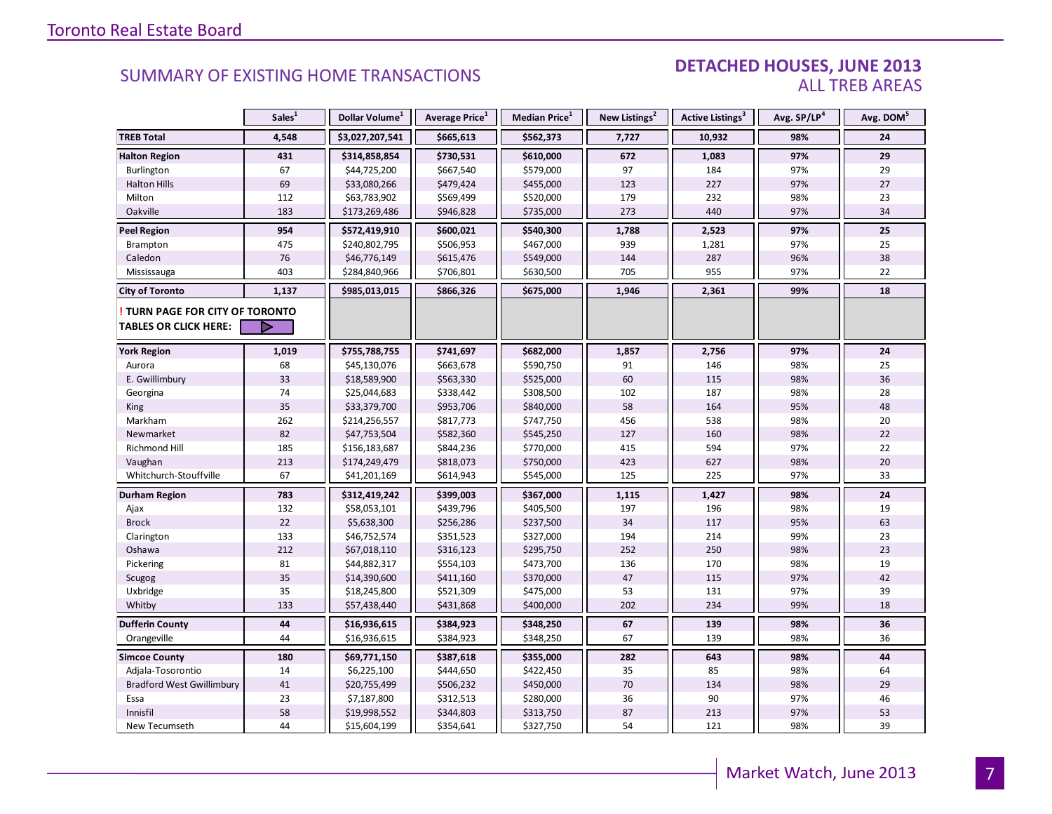## SUMMARY OF EXISTING HOME TRANSACTIONS

## DETACHED HOUSES, JUNE 2013
ALL TREB AREAS

| | Sales[1] | Dollar Volume[1] | Average Price[1] | Median Price[1] | New Listings[2] | Active Listings[3] | Avg. SP/LP[4] | Avg. DOM[5] |
|---|---|---|---|---|---|---|---|---|
| **TREB Total** | **4,548** | **$3,027,207,541** | **$665,613** | **$562,373** | **7,727** | **10,932** | **98%** | **24** |
| **Halton Region** | **431** | **$314,858,854** | **$730,531** | **$610,000** | **672** | **1,083** | **97%** | **29** |
| Burlington | 67 | $44,725,200 | $667,540 | $579,000 | 97 | 184 | 97% | 29 |
| Halton Hills | 69 | $33,080,266 | $479,424 | $455,000 | 123 | 227 | 97% | 27 |
| Milton | 112 | $63,783,902 | $569,499 | $520,000 | 179 | 232 | 98% | 23 |
| Oakville | 183 | $173,269,486 | $946,828 | $735,000 | 273 | 440 | 97% | 34 |
| **Peel Region** | **954** | **$572,419,910** | **$600,021** | **$540,300** | **1,788** | **2,523** | **97%** | **25** |
| Brampton | 475 | $240,802,795 | $506,953 | $467,000 | 939 | 1,281 | 97% | 25 |
| Caledon | 76 | $46,776,149 | $615,476 | $549,000 | 144 | 287 | 96% | 38 |
| Mississauga | 403 | $284,840,966 | $706,801 | $630,500 | 705 | 955 | 97% | 22 |
| **City of Toronto** | **1,137** | **$985,013,015** | **$866,326** | **$675,000** | **1,946** | **2,361** | **99%** | **18** |
| **! TURN PAGE FOR CITY OF TORONTO TABLES OR CLICK HERE:** | | | | | | | | |
| **York Region** | **1,019** | **$755,788,755** | **$741,697** | **$682,000** | **1,857** | **2,756** | **97%** | **24** |
| Aurora | 68 | $45,130,076 | $663,678 | $590,750 | 91 | 146 | 98% | 25 |
| E. Gwillimbury | 33 | $18,589,900 | $563,330 | $525,000 | 60 | 115 | 98% | 36 |
| Georgina | 74 | $25,044,683 | $338,442 | $308,500 | 102 | 187 | 98% | 28 |
| King | 35 | $33,379,700 | $953,706 | $840,000 | 58 | 164 | 95% | 48 |
| Markham | 262 | $214,256,557 | $817,773 | $747,750 | 456 | 538 | 98% | 20 |
| Newmarket | 82 | $47,753,504 | $582,360 | $545,250 | 127 | 160 | 98% | 22 |
| Richmond Hill | 185 | $156,183,687 | $844,236 | $770,000 | 415 | 594 | 97% | 22 |
| Vaughan | 213 | $174,249,479 | $818,073 | $750,000 | 423 | 627 | 98% | 20 |
| Whitchurch-Stouffville | 67 | $41,201,169 | $614,943 | $545,000 | 125 | 225 | 97% | 33 |
| **Durham Region** | **783** | **$312,419,242** | **$399,003** | **$367,000** | **1,115** | **1,427** | **98%** | **24** |
| Ajax | 132 | $58,053,101 | $439,796 | $405,500 | 197 | 196 | 98% | 19 |
| Brock | 22 | $5,638,300 | $256,286 | $237,500 | 34 | 117 | 95% | 63 |
| Clarington | 133 | $46,752,574 | $351,523 | $327,000 | 194 | 214 | 99% | 23 |
| Oshawa | 212 | $67,018,110 | $316,123 | $295,750 | 252 | 250 | 98% | 23 |
| Pickering | 81 | $44,882,317 | $554,103 | $473,700 | 136 | 170 | 98% | 19 |
| Scugog | 35 | $14,390,600 | $411,160 | $370,000 | 47 | 115 | 97% | 42 |
| Uxbridge | 35 | $18,245,800 | $521,309 | $475,000 | 53 | 131 | 97% | 39 |
| Whitby | 133 | $57,438,440 | $431,868 | $400,000 | 202 | 234 | 99% | 18 |
| **Dufferin County** | **44** | **$16,936,615** | **$384,923** | **$348,250** | **67** | **139** | **98%** | **36** |
| Orangeville | 44 | $16,936,615 | $384,923 | $348,250 | 67 | 139 | 98% | 36 |
| **Simcoe County** | **180** | **$69,771,150** | **$387,618** | **$355,000** | **282** | **643** | **98%** | **44** |
| Adjala-Tosorontio | 14 | $6,225,100 | $444,650 | $422,450 | 35 | 85 | 98% | 64 |
| Bradford West Gwillimbury | 41 | $20,755,499 | $506,232 | $450,000 | 70 | 134 | 98% | 29 |
| Essa | 23 | $7,187,800 | $312,513 | $280,000 | 36 | 90 | 97% | 46 |
| Innisfil | 58 | $19,998,552 | $344,803 | $313,750 | 87 | 213 | 97% | 53 |
| New Tecumseth | 44 | $15,604,199 | $354,641 | $327,750 | 54 | 121 | 98% | 39 |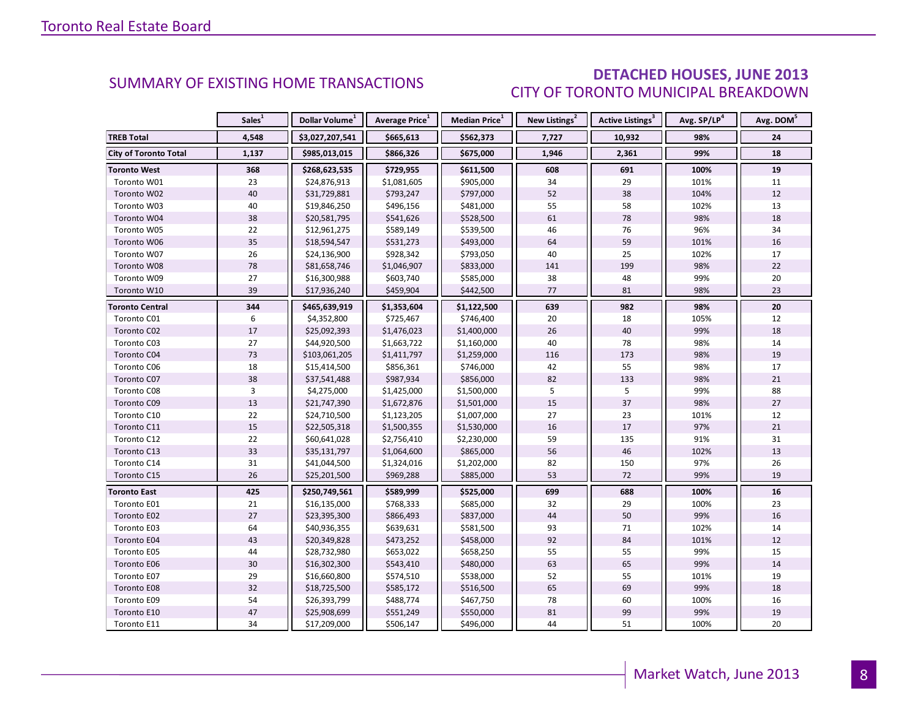## SUMMARY OF EXISTING HOME TRANSACTIONS

## DETACHED HOUSES, JUNE 2013
### CITY OF TORONTO MUNICIPAL BREAKDOWN

| | Sales[1] | Dollar Volume[1] | Average Price[1] | Median Price[1] | New Listings[2] | Active Listings[3] | Avg. SP/LP[4] | Avg. DOM[5] |
|---|---|---|---|---|---|---|---|---|
| **TREB Total** | **4,548** | **$3,027,207,541** | **$665,613** | **$562,373** | **7,727** | **10,932** | **98%** | **24** |
| **City of Toronto Total** | **1,137** | **$985,013,015** | **$866,326** | **$675,000** | **1,946** | **2,361** | **99%** | **18** |
| **Toronto West** | **368** | **$268,623,535** | **$729,955** | **$611,500** | **608** | **691** | **100%** | **19** |
| Toronto W01 | 23 | $24,876,913 | $1,081,605 | $905,000 | 34 | 29 | 101% | 11 |
| Toronto W02 | 40 | $31,729,881 | $793,247 | $797,000 | 52 | 38 | 104% | 12 |
| Toronto W03 | 40 | $19,846,250 | $496,156 | $481,000 | 55 | 58 | 102% | 13 |
| Toronto W04 | 38 | $20,581,795 | $541,626 | $528,500 | 61 | 78 | 98% | 18 |
| Toronto W05 | 22 | $12,961,275 | $589,149 | $539,500 | 46 | 76 | 96% | 34 |
| Toronto W06 | 35 | $18,594,547 | $531,273 | $493,000 | 64 | 59 | 101% | 16 |
| Toronto W07 | 26 | $24,136,900 | $928,342 | $793,050 | 40 | 25 | 102% | 17 |
| Toronto W08 | 78 | $81,658,746 | $1,046,907 | $833,000 | 141 | 199 | 98% | 22 |
| Toronto W09 | 27 | $16,300,988 | $603,740 | $585,000 | 38 | 48 | 99% | 20 |
| Toronto W10 | 39 | $17,936,240 | $459,904 | $442,500 | 77 | 81 | 98% | 23 |
| **Toronto Central** | **344** | **$465,639,919** | **$1,353,604** | **$1,122,500** | **639** | **982** | **98%** | **20** |
| Toronto C01 | 6 | $4,352,800 | $725,467 | $746,400 | 20 | 18 | 105% | 12 |
| Toronto C02 | 17 | $25,092,393 | $1,476,023 | $1,400,000 | 26 | 40 | 99% | 18 |
| Toronto C03 | 27 | $44,920,500 | $1,663,722 | $1,160,000 | 40 | 78 | 98% | 14 |
| Toronto C04 | 73 | $103,061,205 | $1,411,797 | $1,259,000 | 116 | 173 | 98% | 19 |
| Toronto C06 | 18 | $15,414,500 | $856,361 | $746,000 | 42 | 55 | 98% | 17 |
| Toronto C07 | 38 | $37,541,488 | $987,934 | $856,000 | 82 | 133 | 98% | 21 |
| Toronto C08 | 3 | $4,275,000 | $1,425,000 | $1,500,000 | 5 | 5 | 99% | 88 |
| Toronto C09 | 13 | $21,747,390 | $1,672,876 | $1,501,000 | 15 | 37 | 98% | 27 |
| Toronto C10 | 22 | $24,710,500 | $1,123,205 | $1,007,000 | 27 | 23 | 101% | 12 |
| Toronto C11 | 15 | $22,505,318 | $1,500,355 | $1,530,000 | 16 | 17 | 97% | 21 |
| Toronto C12 | 22 | $60,641,028 | $2,756,410 | $2,230,000 | 59 | 135 | 91% | 31 |
| Toronto C13 | 33 | $35,131,797 | $1,064,600 | $865,000 | 56 | 46 | 102% | 13 |
| Toronto C14 | 31 | $41,044,500 | $1,324,016 | $1,202,000 | 82 | 150 | 97% | 26 |
| Toronto C15 | 26 | $25,201,500 | $969,288 | $885,000 | 53 | 72 | 99% | 19 |
| **Toronto East** | **425** | **$250,749,561** | **$589,999** | **$525,000** | **699** | **688** | **100%** | **16** |
| Toronto E01 | 21 | $16,135,000 | $768,333 | $685,000 | 32 | 29 | 100% | 23 |
| Toronto E02 | 27 | $23,395,300 | $866,493 | $837,000 | 44 | 50 | 99% | 16 |
| Toronto E03 | 64 | $40,936,355 | $639,631 | $581,500 | 93 | 71 | 102% | 14 |
| Toronto E04 | 43 | $20,349,828 | $473,252 | $458,000 | 92 | 84 | 101% | 12 |
| Toronto E05 | 44 | $28,732,980 | $653,022 | $658,250 | 55 | 55 | 99% | 15 |
| Toronto E06 | 30 | $16,302,300 | $543,410 | $480,000 | 63 | 65 | 99% | 14 |
| Toronto E07 | 29 | $16,660,800 | $574,510 | $538,000 | 52 | 55 | 101% | 19 |
| Toronto E08 | 32 | $18,725,500 | $585,172 | $516,500 | 65 | 69 | 99% | 18 |
| Toronto E09 | 54 | $26,393,799 | $488,774 | $467,750 | 78 | 60 | 100% | 16 |
| Toronto E10 | 47 | $25,908,699 | $551,249 | $550,000 | 81 | 99 | 99% | 19 |
| Toronto E11 | 34 | $17,209,000 | $506,147 | $496,000 | 44 | 51 | 100% | 20 |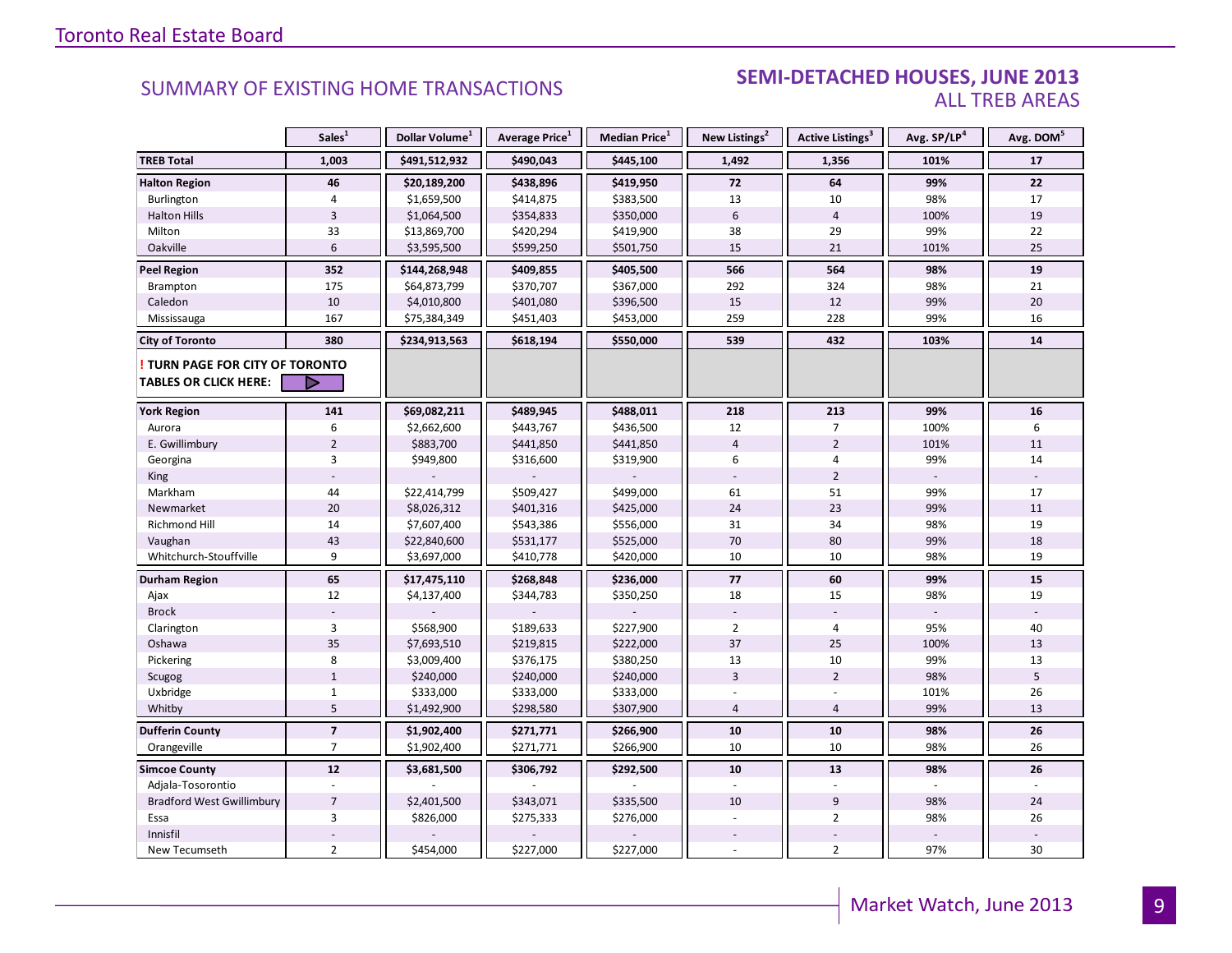## SUMMARY OF EXISTING HOME TRANSACTIONS

## SEMI-DETACHED HOUSES, JUNE 2013
### ALL TREB AREAS

| | Sales[1] | Dollar Volume[1] | Average Price[1] | Median Price[1] | New Listings[2] | Active Listings[3] | Avg. SP/LP[4] | Avg. DOM[5] |
|---|---|---|---|---|---|---|---|---|
| **TREB Total** | **1,003** | **$491,512,932** | **$490,043** | **$445,100** | **1,492** | **1,356** | **101%** | **17** |
| **Halton Region** | **46** | **$20,189,200** | **$438,896** | **$419,950** | **72** | **64** | **99%** | **22** |
| Burlington | 4 | $1,659,500 | $414,875 | $383,500 | 13 | 10 | 98% | 17 |
| Halton Hills | 3 | $1,064,500 | $354,833 | $350,000 | 6 | 4 | 100% | 19 |
| Milton | 33 | $13,869,700 | $420,294 | $419,900 | 38 | 29 | 99% | 22 |
| Oakville | 6 | $3,595,500 | $599,250 | $501,750 | 15 | 21 | 101% | 25 |
| **Peel Region** | **352** | **$144,268,948** | **$409,855** | **$405,500** | **566** | **564** | **98%** | **19** |
| Brampton | 175 | $64,873,799 | $370,707 | $367,000 | 292 | 324 | 98% | 21 |
| Caledon | 10 | $4,010,800 | $401,080 | $396,500 | 15 | 12 | 99% | 20 |
| Mississauga | 167 | $75,384,349 | $451,403 | $453,000 | 259 | 228 | 99% | 16 |
| **City of Toronto** | **380** | **$234,913,563** | **$618,194** | **$550,000** | **539** | **432** | **103%** | **14** |
| **! TURN PAGE FOR CITY OF TORONTO TABLES OR CLICK HERE:** | | | | | | | | |
| **York Region** | **141** | **$69,082,211** | **$489,945** | **$488,011** | **218** | **213** | **99%** | **16** |
| Aurora | 6 | $2,662,600 | $443,767 | $436,500 | 12 | 7 | 100% | 6 |
| E. Gwillimbury | 2 | $883,700 | $441,850 | $441,850 | 4 | 2 | 101% | 11 |
| Georgina | 3 | $949,800 | $316,600 | $319,900 | 6 | 4 | 99% | 14 |
| King | - | - | - | - | - | 2 | - | - |
| Markham | 44 | $22,414,799 | $509,427 | $499,000 | 61 | 51 | 99% | 17 |
| Newmarket | 20 | $8,026,312 | $401,316 | $425,000 | 24 | 23 | 99% | 11 |
| Richmond Hill | 14 | $7,607,400 | $543,386 | $556,000 | 31 | 34 | 98% | 19 |
| Vaughan | 43 | $22,840,600 | $531,177 | $525,000 | 70 | 80 | 99% | 18 |
| Whitchurch-Stouffville | 9 | $3,697,000 | $410,778 | $420,000 | 10 | 10 | 98% | 19 |
| **Durham Region** | **65** | **$17,475,110** | **$268,848** | **$236,000** | **77** | **60** | **99%** | **15** |
| Ajax | 12 | $4,137,400 | $344,783 | $350,250 | 18 | 15 | 98% | 19 |
| Brock | - | - | - | - | - | - | - | - |
| Clarington | 3 | $568,900 | $189,633 | $227,900 | 2 | 4 | 95% | 40 |
| Oshawa | 35 | $7,693,510 | $219,815 | $222,000 | 37 | 25 | 100% | 13 |
| Pickering | 8 | $3,009,400 | $376,175 | $380,250 | 13 | 10 | 99% | 13 |
| Scugog | 1 | $240,000 | $240,000 | $240,000 | 3 | 2 | 98% | 5 |
| Uxbridge | 1 | $333,000 | $333,000 | $333,000 | - | - | 101% | 26 |
| Whitby | 5 | $1,492,900 | $298,580 | $307,900 | 4 | 4 | 99% | 13 |
| **Dufferin County** | **7** | **$1,902,400** | **$271,771** | **$266,900** | **10** | **10** | **98%** | **26** |
| Orangeville | 7 | $1,902,400 | $271,771 | $266,900 | 10 | 10 | 98% | 26 |
| **Simcoe County** | **12** | **$3,681,500** | **$306,792** | **$292,500** | **10** | **13** | **98%** | **26** |
| Adjala-Tosorontio | - | - | - | - | - | - | - | - |
| Bradford West Gwillimbury | 7 | $2,401,500 | $343,071 | $335,500 | 10 | 9 | 98% | 24 |
| Essa | 3 | $826,000 | $275,333 | $276,000 | - | 2 | 98% | 26 |
| Innisfil | - | - | - | - | - | - | - | - |
| New Tecumseth | 2 | $454,000 | $227,000 | $227,000 | - | 2 | 97% | 30 |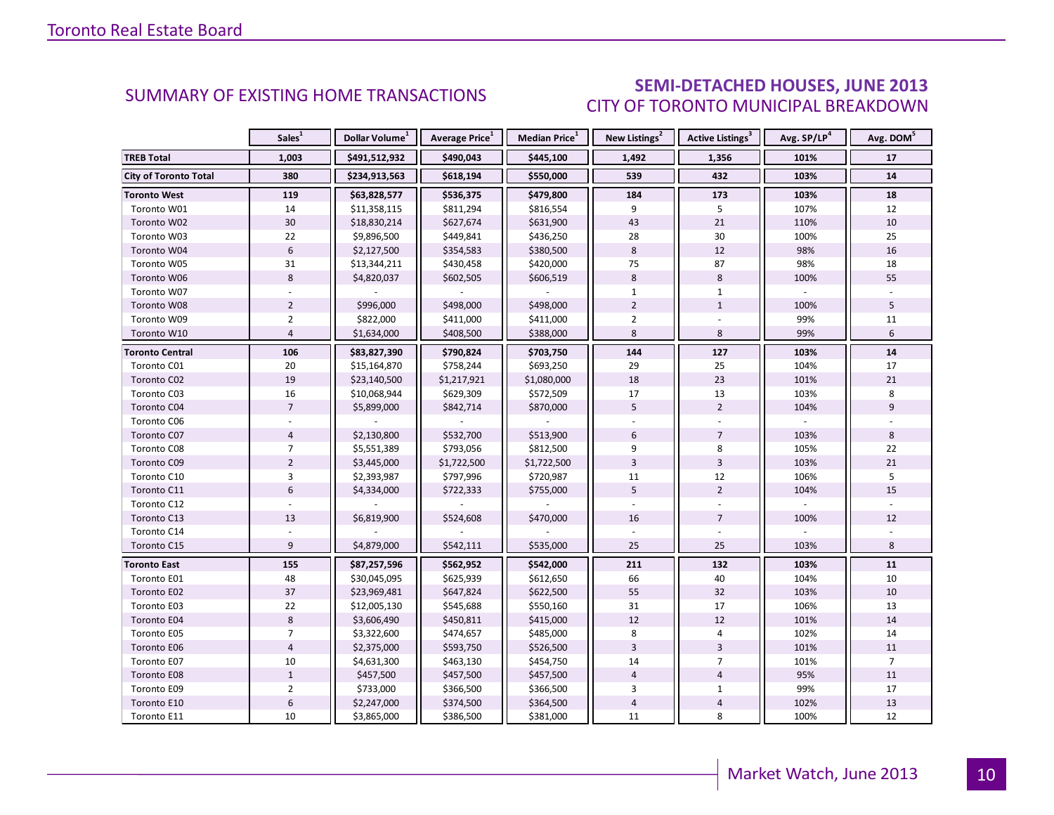## SUMMARY OF EXISTING HOME TRANSACTIONS

## SEMI-DETACHED HOUSES, JUNE 2013
### CITY OF TORONTO MUNICIPAL BREAKDOWN

| | Sales[1] | Dollar Volume[1] | Average Price[1] | Median Price[1] | New Listings[2] | Active Listings[3] | Avg. SP/LP[4] | Avg. DOM[5] |
|---|---|---|---|---|---|---|---|---|
| **TREB Total** | **1,003** | **$491,512,932** | **$490,043** | **$445,100** | **1,492** | **1,356** | **101%** | **17** |
| **City of Toronto Total** | **380** | **$234,913,563** | **$618,194** | **$550,000** | **539** | **432** | **103%** | **14** |
| **Toronto West** | **119** | **$63,828,577** | **$536,375** | **$479,800** | **184** | **173** | **103%** | **18** |
| Toronto W01 | 14 | $11,358,115 | $811,294 | $816,554 | 9 | 5 | 107% | 12 |
| Toronto W02 | 30 | $18,830,214 | $627,674 | $631,900 | 43 | 21 | 110% | 10 |
| Toronto W03 | 22 | $9,896,500 | $449,841 | $436,250 | 28 | 30 | 100% | 25 |
| Toronto W04 | 6 | $2,127,500 | $354,583 | $380,500 | 8 | 12 | 98% | 16 |
| Toronto W05 | 31 | $13,344,211 | $430,458 | $420,000 | 75 | 87 | 98% | 18 |
| Toronto W06 | 8 | $4,820,037 | $602,505 | $606,519 | 8 | 8 | 100% | 55 |
| Toronto W07 | - | - | - | - | 1 | 1 | - | - |
| Toronto W08 | 2 | $996,000 | $498,000 | $498,000 | 2 | 1 | 100% | 5 |
| Toronto W09 | 2 | $822,000 | $411,000 | $411,000 | 2 | - | 99% | 11 |
| Toronto W10 | 4 | $1,634,000 | $408,500 | $388,000 | 8 | 8 | 99% | 6 |
| **Toronto Central** | **106** | **$83,827,390** | **$790,824** | **$703,750** | **144** | **127** | **103%** | **14** |
| Toronto C01 | 20 | $15,164,870 | $758,244 | $693,250 | 29 | 25 | 104% | 17 |
| Toronto C02 | 19 | $23,140,500 | $1,217,921 | $1,080,000 | 18 | 23 | 101% | 21 |
| Toronto C03 | 16 | $10,068,944 | $629,309 | $572,509 | 17 | 13 | 103% | 8 |
| Toronto C04 | 7 | $5,899,000 | $842,714 | $870,000 | 5 | 2 | 104% | 9 |
| Toronto C06 | - | - | - | - | - | - | - | - |
| Toronto C07 | 4 | $2,130,800 | $532,700 | $513,900 | 6 | 7 | 103% | 8 |
| Toronto C08 | 7 | $5,551,389 | $793,056 | $812,500 | 9 | 8 | 105% | 22 |
| Toronto C09 | 2 | $3,445,000 | $1,722,500 | $1,722,500 | 3 | 3 | 103% | 21 |
| Toronto C10 | 3 | $2,393,987 | $797,996 | $720,987 | 11 | 12 | 106% | 5 |
| Toronto C11 | 6 | $4,334,000 | $722,333 | $755,000 | 5 | 2 | 104% | 15 |
| Toronto C12 | - | - | - | - | - | - | - | - |
| Toronto C13 | 13 | $6,819,900 | $524,608 | $470,000 | 16 | 7 | 100% | 12 |
| Toronto C14 | - | - | - | - | - | - | - | - |
| Toronto C15 | 9 | $4,879,000 | $542,111 | $535,000 | 25 | 25 | 103% | 8 |
| **Toronto East** | **155** | **$87,257,596** | **$562,952** | **$542,000** | **211** | **132** | **103%** | **11** |
| Toronto E01 | 48 | $30,045,095 | $625,939 | $612,650 | 66 | 40 | 104% | 10 |
| Toronto E02 | 37 | $23,969,481 | $647,824 | $622,500 | 55 | 32 | 103% | 10 |
| Toronto E03 | 22 | $12,005,130 | $545,688 | $550,160 | 31 | 17 | 106% | 13 |
| Toronto E04 | 8 | $3,606,490 | $450,811 | $415,000 | 12 | 12 | 101% | 14 |
| Toronto E05 | 7 | $3,322,600 | $474,657 | $485,000 | 8 | 4 | 102% | 14 |
| Toronto E06 | 4 | $2,375,000 | $593,750 | $526,500 | 3 | 3 | 101% | 11 |
| Toronto E07 | 10 | $4,631,300 | $463,130 | $454,750 | 14 | 7 | 101% | 7 |
| Toronto E08 | 1 | $457,500 | $457,500 | $457,500 | 4 | 4 | 95% | 11 |
| Toronto E09 | 2 | $733,000 | $366,500 | $366,500 | 3 | 1 | 99% | 17 |
| Toronto E10 | 6 | $2,247,000 | $374,500 | $364,500 | 4 | 4 | 102% | 13 |
| Toronto E11 | 10 | $3,865,000 | $386,500 | $381,000 | 11 | 8 | 100% | 12 |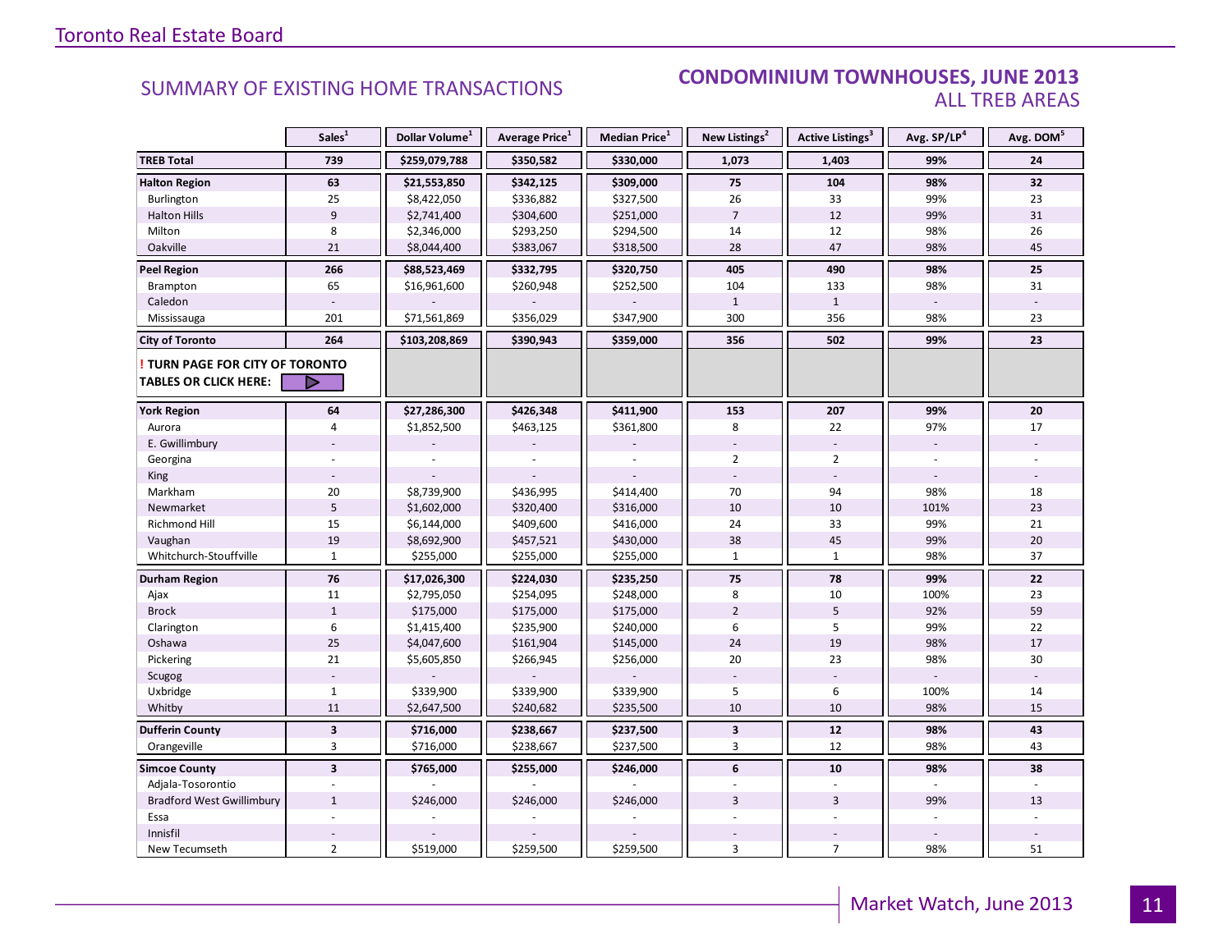## SUMMARY OF EXISTING HOME TRANSACTIONS

## CONDOMINIUM TOWNHOUSES, JUNE 2013
ALL TREB AREAS

| | Sales[1] | Dollar Volume[1] | Average Price[1] | Median Price[1] | New Listings[2] | Active Listings[3] | Avg. SP/LP[4] | Avg. DOM[5] |
|---|---|---|---|---|---|---|---|---|
| **TREB Total** | **739** | **$259,079,788** | **$350,582** | **$330,000** | **1,073** | **1,403** | **99%** | **24** |
| **Halton Region** | **63** | **$21,553,850** | **$342,125** | **$309,000** | **75** | **104** | **98%** | **32** |
| Burlington | 25 | $8,422,050 | $336,882 | $327,500 | 26 | 33 | 99% | 23 |
| Halton Hills | 9 | $2,741,400 | $304,600 | $251,000 | 7 | 12 | 99% | 31 |
| Milton | 8 | $2,346,000 | $293,250 | $294,500 | 14 | 12 | 98% | 26 |
| Oakville | 21 | $8,044,400 | $383,067 | $318,500 | 28 | 47 | 98% | 45 |
| **Peel Region** | **266** | **$88,523,469** | **$332,795** | **$320,750** | **405** | **490** | **98%** | **25** |
| Brampton | 65 | $16,961,600 | $260,948 | $252,500 | 104 | 133 | 98% | 31 |
| Caledon | - | - | - | - | 1 | 1 | - | - |
| Mississauga | 201 | $71,561,869 | $356,029 | $347,900 | 300 | 356 | 98% | 23 |
| **City of Toronto** | **264** | **$103,208,869** | **$390,943** | **$359,000** | **356** | **502** | **99%** | **23** |
| **! TURN PAGE FOR CITY OF TORONTO TABLES OR CLICK HERE:** | | | | | | | | |
| **York Region** | **64** | **$27,286,300** | **$426,348** | **$411,900** | **153** | **207** | **99%** | **20** |
| Aurora | 4 | $1,852,500 | $463,125 | $361,800 | 8 | 22 | 97% | 17 |
| E. Gwillimbury | - | - | - | - | - | - | - | - |
| Georgina | - | - | - | - | 2 | 2 | - | - |
| King | - | - | - | - | - | - | - | - |
| Markham | 20 | $8,739,900 | $436,995 | $414,400 | 70 | 94 | 98% | 18 |
| Newmarket | 5 | $1,602,000 | $320,400 | $316,000 | 10 | 10 | 101% | 23 |
| Richmond Hill | 15 | $6,144,000 | $409,600 | $416,000 | 24 | 33 | 99% | 21 |
| Vaughan | 19 | $8,692,900 | $457,521 | $430,000 | 38 | 45 | 99% | 20 |
| Whitchurch-Stouffville | 1 | $255,000 | $255,000 | $255,000 | 1 | 1 | 98% | 37 |
| **Durham Region** | **76** | **$17,026,300** | **$224,030** | **$235,250** | **75** | **78** | **99%** | **22** |
| Ajax | 11 | $2,795,050 | $254,095 | $248,000 | 8 | 10 | 100% | 23 |
| Brock | 1 | $175,000 | $175,000 | $175,000 | 2 | 5 | 92% | 59 |
| Clarington | 6 | $1,415,400 | $235,900 | $240,000 | 6 | 5 | 99% | 22 |
| Oshawa | 25 | $4,047,600 | $161,904 | $145,000 | 24 | 19 | 98% | 17 |
| Pickering | 21 | $5,605,850 | $266,945 | $256,000 | 20 | 23 | 98% | 30 |
| Scugog | - | - | - | - | - | - | - | - |
| Uxbridge | 1 | $339,900 | $339,900 | $339,900 | 5 | 6 | 100% | 14 |
| Whitby | 11 | $2,647,500 | $240,682 | $235,500 | 10 | 10 | 98% | 15 |
| **Dufferin County** | **3** | **$716,000** | **$238,667** | **$237,500** | **3** | **12** | **98%** | **43** |
| Orangeville | 3 | $716,000 | $238,667 | $237,500 | 3 | 12 | 98% | 43 |
| **Simcoe County** | **3** | **$765,000** | **$255,000** | **$246,000** | **6** | **10** | **98%** | **38** |
| Adjala-Tosorontio | - | - | - | - | - | - | - | - |
| Bradford West Gwillimbury | 1 | $246,000 | $246,000 | $246,000 | 3 | 3 | 99% | 13 |
| Essa | - | - | - | - | - | - | - | - |
| Innisfil | - | - | - | - | - | - | - | - |
| New Tecumseth | 2 | $519,000 | $259,500 | $259,500 | 3 | 7 | 98% | 51 |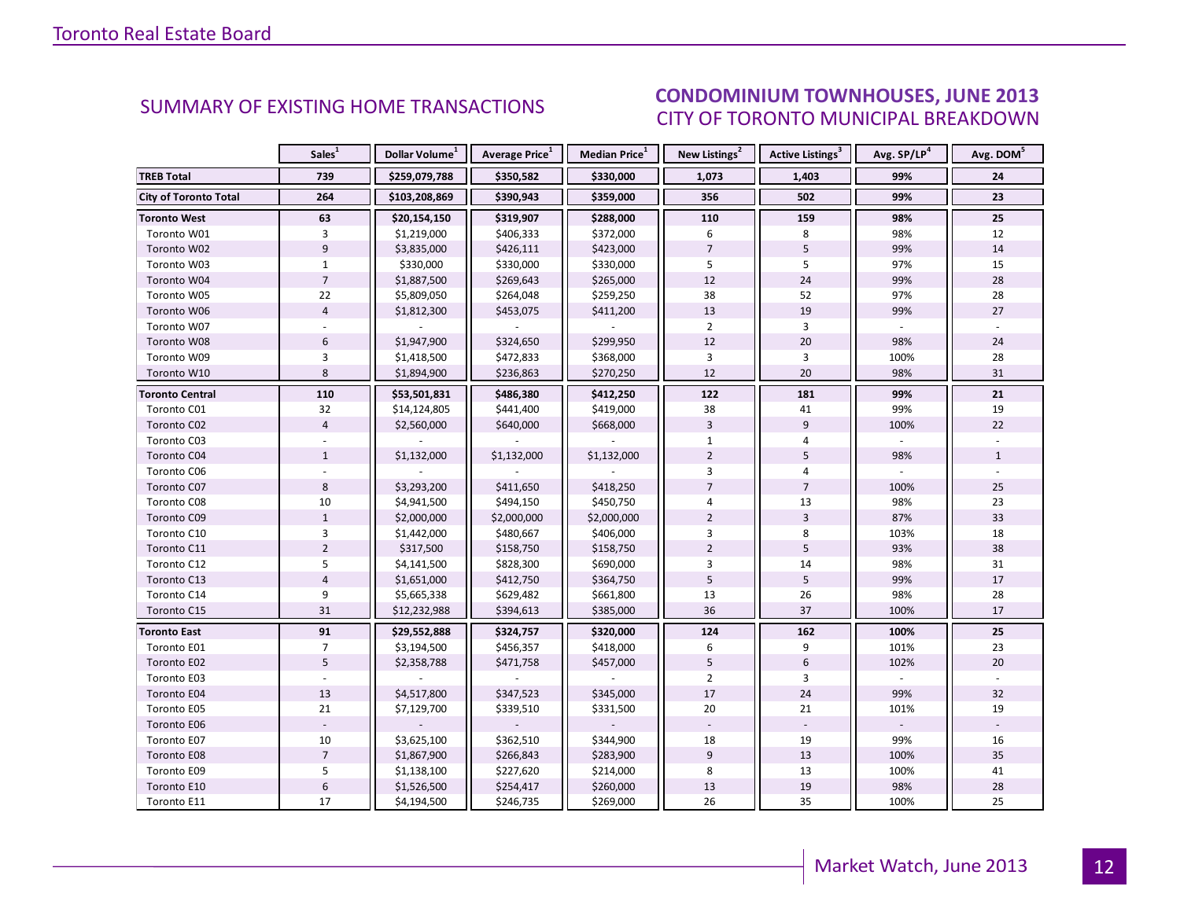## SUMMARY OF EXISTING HOME TRANSACTIONS

## CONDOMINIUM TOWNHOUSES, JUNE 2013
### CITY OF TORONTO MUNICIPAL BREAKDOWN

| | Sales[1] | Dollar Volume[1] | Average Price[1] | Median Price[1] | New Listings[2] | Active Listings[3] | Avg. SP/LP[4] | Avg. DOM[5] |
|---|---|---|---|---|---|---|---|---|
| **TREB Total** | **739** | **$259,079,788** | **$350,582** | **$330,000** | **1,073** | **1,403** | **99%** | **24** |
| **City of Toronto Total** | **264** | **$103,208,869** | **$390,943** | **$359,000** | **356** | **502** | **99%** | **23** |
| **Toronto West** | **63** | **$20,154,150** | **$319,907** | **$288,000** | **110** | **159** | **98%** | **25** |
| Toronto W01 | 3 | $1,219,000 | $406,333 | $372,000 | 6 | 8 | 98% | 12 |
| Toronto W02 | 9 | $3,835,000 | $426,111 | $423,000 | 7 | 5 | 99% | 14 |
| Toronto W03 | 1 | $330,000 | $330,000 | $330,000 | 5 | 5 | 97% | 15 |
| Toronto W04 | 7 | $1,887,500 | $269,643 | $265,000 | 12 | 24 | 99% | 28 |
| Toronto W05 | 22 | $5,809,050 | $264,048 | $259,250 | 38 | 52 | 97% | 28 |
| Toronto W06 | 4 | $1,812,300 | $453,075 | $411,200 | 13 | 19 | 99% | 27 |
| Toronto W07 | - | - | - | - | 2 | 3 | - | - |
| Toronto W08 | 6 | $1,947,900 | $324,650 | $299,950 | 12 | 20 | 98% | 24 |
| Toronto W09 | 3 | $1,418,500 | $472,833 | $368,000 | 3 | 3 | 100% | 28 |
| Toronto W10 | 8 | $1,894,900 | $236,863 | $270,250 | 12 | 20 | 98% | 31 |
| **Toronto Central** | **110** | **$53,501,831** | **$486,380** | **$412,250** | **122** | **181** | **99%** | **21** |
| Toronto C01 | 32 | $14,124,805 | $441,400 | $419,000 | 38 | 41 | 99% | 19 |
| Toronto C02 | 4 | $2,560,000 | $640,000 | $668,000 | 3 | 9 | 100% | 22 |
| Toronto C03 | - | - | - | - | 1 | 4 | - | - |
| Toronto C04 | 1 | $1,132,000 | $1,132,000 | $1,132,000 | 2 | 5 | 98% | 1 |
| Toronto C06 | - | - | - | - | 3 | 4 | - | - |
| Toronto C07 | 8 | $3,293,200 | $411,650 | $418,250 | 7 | 7 | 100% | 25 |
| Toronto C08 | 10 | $4,941,500 | $494,150 | $450,750 | 4 | 13 | 98% | 23 |
| Toronto C09 | 1 | $2,000,000 | $2,000,000 | $2,000,000 | 2 | 3 | 87% | 33 |
| Toronto C10 | 3 | $1,442,000 | $480,667 | $406,000 | 3 | 8 | 103% | 18 |
| Toronto C11 | 2 | $317,500 | $158,750 | $158,750 | 2 | 5 | 93% | 38 |
| Toronto C12 | 5 | $4,141,500 | $828,300 | $690,000 | 3 | 14 | 98% | 31 |
| Toronto C13 | 4 | $1,651,000 | $412,750 | $364,750 | 5 | 5 | 99% | 17 |
| Toronto C14 | 9 | $5,665,338 | $629,482 | $661,800 | 13 | 26 | 98% | 28 |
| Toronto C15 | 31 | $12,232,988 | $394,613 | $385,000 | 36 | 37 | 100% | 17 |
| **Toronto East** | **91** | **$29,552,888** | **$324,757** | **$320,000** | **124** | **162** | **100%** | **25** |
| Toronto E01 | 7 | $3,194,500 | $456,357 | $418,000 | 6 | 9 | 101% | 23 |
| Toronto E02 | 5 | $2,358,788 | $471,758 | $457,000 | 5 | 6 | 102% | 20 |
| Toronto E03 | - | - | - | - | 2 | 3 | - | - |
| Toronto E04 | 13 | $4,517,800 | $347,523 | $345,000 | 17 | 24 | 99% | 32 |
| Toronto E05 | 21 | $7,129,700 | $339,510 | $331,500 | 20 | 21 | 101% | 19 |
| Toronto E06 | - | - | - | - | - | - | - | - |
| Toronto E07 | 10 | $3,625,100 | $362,510 | $344,900 | 18 | 19 | 99% | 16 |
| Toronto E08 | 7 | $1,867,900 | $266,843 | $283,900 | 9 | 13 | 100% | 35 |
| Toronto E09 | 5 | $1,138,100 | $227,620 | $214,000 | 8 | 13 | 100% | 41 |
| Toronto E10 | 6 | $1,526,500 | $254,417 | $260,000 | 13 | 19 | 98% | 28 |
| Toronto E11 | 17 | $4,194,500 | $246,735 | $269,000 | 26 | 35 | 100% | 25 |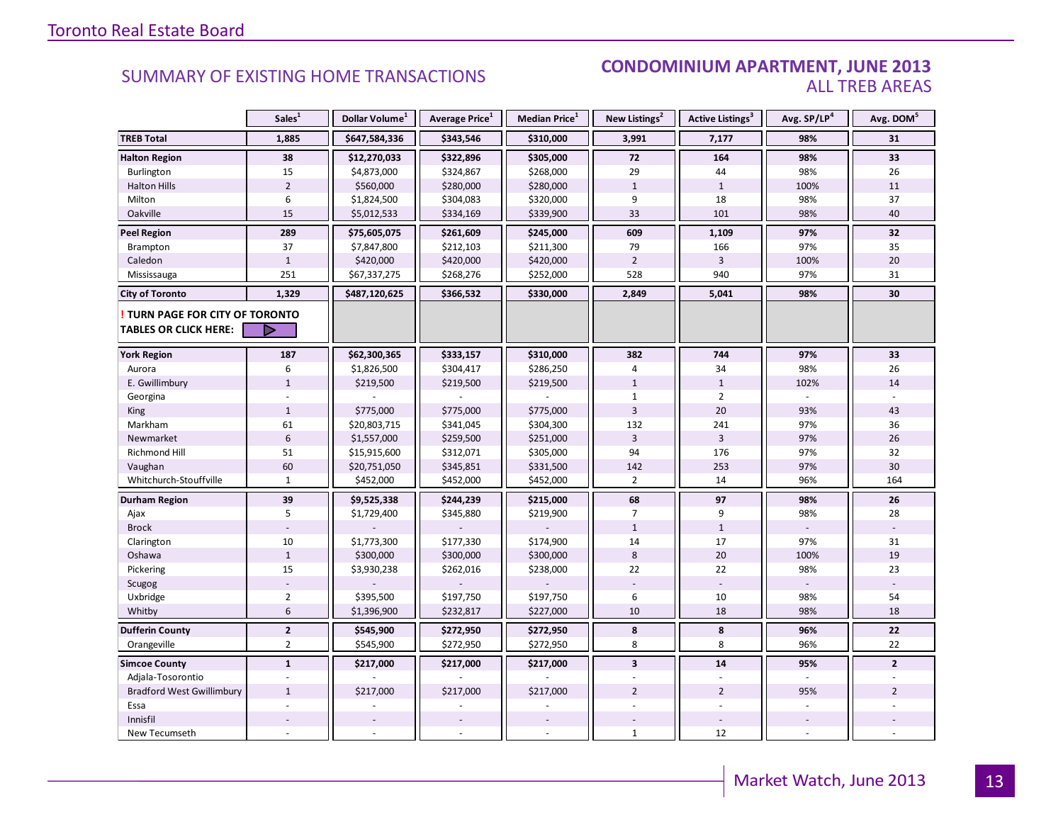## SUMMARY OF EXISTING HOME TRANSACTIONS

### CONDOMINIUM APARTMENT, JUNE 2013
### ALL TREB AREAS

| | Sales[1] | Dollar Volume[1] | Average Price[1] | Median Price[1] | New Listings[2] | Active Listings[3] | Avg. SP/LP[4] | Avg. DOM[5] |
|---|---|---|---|---|---|---|---|---|
| **TREB Total** | **1,885** | **$647,584,336** | **$343,546** | **$310,000** | **3,991** | **7,177** | **98%** | **31** |
| **Halton Region** | **38** | **$12,270,033** | **$322,896** | **$305,000** | **72** | **164** | **98%** | **33** |
| Burlington | 15 | $4,873,000 | $324,867 | $268,000 | 29 | 44 | 98% | 26 |
| Halton Hills | 2 | $560,000 | $280,000 | $280,000 | 1 | 1 | 100% | 11 |
| Milton | 6 | $1,824,500 | $304,083 | $320,000 | 9 | 18 | 98% | 37 |
| Oakville | 15 | $5,012,533 | $334,169 | $339,900 | 33 | 101 | 98% | 40 |
| **Peel Region** | **289** | **$75,605,075** | **$261,609** | **$245,000** | **609** | **1,109** | **97%** | **32** |
| Brampton | 37 | $7,847,800 | $212,103 | $211,300 | 79 | 166 | 97% | 35 |
| Caledon | 1 | $420,000 | $420,000 | $420,000 | 2 | 3 | 100% | 20 |
| Mississauga | 251 | $67,337,275 | $268,276 | $252,000 | 528 | 940 | 97% | 31 |
| **City of Toronto** | **1,329** | **$487,120,625** | **$366,532** | **$330,000** | **2,849** | **5,041** | **98%** | **30** |
| **! TURN PAGE FOR CITY OF TORONTO TABLES OR CLICK HERE:** | | | | | | | | |
| **York Region** | **187** | **$62,300,365** | **$333,157** | **$310,000** | **382** | **744** | **97%** | **33** |
| Aurora | 6 | $1,826,500 | $304,417 | $286,250 | 4 | 34 | 98% | 26 |
| E. Gwillimbury | 1 | $219,500 | $219,500 | $219,500 | 1 | 1 | 102% | 14 |
| Georgina | - | - | - | - | 1 | 2 | - | - |
| King | 1 | $775,000 | $775,000 | $775,000 | 3 | 20 | 93% | 43 |
| Markham | 61 | $20,803,715 | $341,045 | $304,300 | 132 | 241 | 97% | 36 |
| Newmarket | 6 | $1,557,000 | $259,500 | $251,000 | 3 | 3 | 97% | 26 |
| Richmond Hill | 51 | $15,915,600 | $312,071 | $305,000 | 94 | 176 | 97% | 32 |
| Vaughan | 60 | $20,751,050 | $345,851 | $331,500 | 142 | 253 | 97% | 30 |
| Whitchurch-Stouffville | 1 | $452,000 | $452,000 | $452,000 | 2 | 14 | 96% | 164 |
| **Durham Region** | **39** | **$9,525,338** | **$244,239** | **$215,000** | **68** | **97** | **98%** | **26** |
| Ajax | 5 | $1,729,400 | $345,880 | $219,900 | 7 | 9 | 98% | 28 |
| Brock | - | - | - | - | 1 | 1 | - | - |
| Clarington | 10 | $1,773,300 | $177,330 | $174,900 | 14 | 17 | 97% | 31 |
| Oshawa | 1 | $300,000 | $300,000 | $300,000 | 8 | 20 | 100% | 19 |
| Pickering | 15 | $3,930,238 | $262,016 | $238,000 | 22 | 22 | 98% | 23 |
| Scugog | - | - | - | - | - | - | - | - |
| Uxbridge | 2 | $395,500 | $197,750 | $197,750 | 6 | 10 | 98% | 54 |
| Whitby | 6 | $1,396,900 | $232,817 | $227,000 | 10 | 18 | 98% | 18 |
| **Dufferin County** | **2** | **$545,900** | **$272,950** | **$272,950** | **8** | **8** | **96%** | **22** |
| Orangeville | 2 | $545,900 | $272,950 | $272,950 | 8 | 8 | 96% | 22 |
| **Simcoe County** | **1** | **$217,000** | **$217,000** | **$217,000** | **3** | **14** | **95%** | **2** |
| Adjala-Tosorontio | - | - | - | - | - | - | - | - |
| Bradford West Gwillimbury | 1 | $217,000 | $217,000 | $217,000 | 2 | 2 | 95% | 2 |
| Essa | - | - | - | - | - | - | - | - |
| Innisfil | - | - | - | - | - | - | - | - |
| New Tecumseth | - | - | - | - | 1 | 12 | - | - |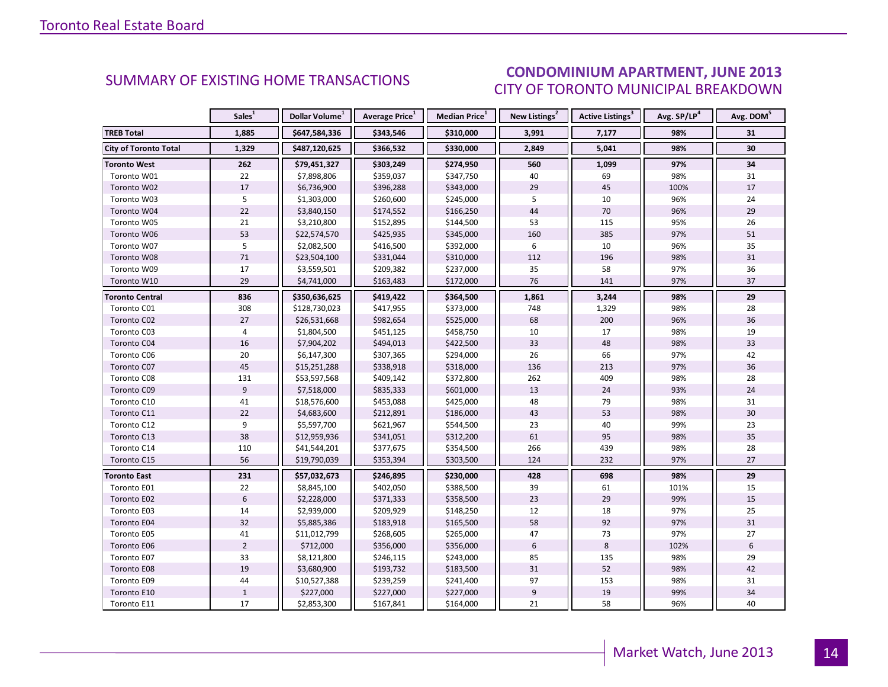## SUMMARY OF EXISTING HOME TRANSACTIONS

## CONDOMINIUM APARTMENT, JUNE 2013
### CITY OF TORONTO MUNICIPAL BREAKDOWN

| | Sales[1] | Dollar Volume[1] | Average Price[1] | Median Price[1] | New Listings[2] | Active Listings[3] | Avg. SP/LP[4] | Avg. DOM[5] |
|---|---|---|---|---|---|---|---|---|
| **TREB Total** | **1,885** | **$647,584,336** | **$343,546** | **$310,000** | **3,991** | **7,177** | **98%** | **31** |
| **City of Toronto Total** | **1,329** | **$487,120,625** | **$366,532** | **$330,000** | **2,849** | **5,041** | **98%** | **30** |
| **Toronto West** | **262** | **$79,451,327** | **$303,249** | **$274,950** | **560** | **1,099** | **97%** | **34** |
| Toronto W01 | 22 | $7,898,806 | $359,037 | $347,750 | 40 | 69 | 98% | 31 |
| Toronto W02 | 17 | $6,736,900 | $396,288 | $343,000 | 29 | 45 | 100% | 17 |
| Toronto W03 | 5 | $1,303,000 | $260,600 | $245,000 | 5 | 10 | 96% | 24 |
| Toronto W04 | 22 | $3,840,150 | $174,552 | $166,250 | 44 | 70 | 96% | 29 |
| Toronto W05 | 21 | $3,210,800 | $152,895 | $144,500 | 53 | 115 | 95% | 26 |
| Toronto W06 | 53 | $22,574,570 | $425,935 | $345,000 | 160 | 385 | 97% | 51 |
| Toronto W07 | 5 | $2,082,500 | $416,500 | $392,000 | 6 | 10 | 96% | 35 |
| Toronto W08 | 71 | $23,504,100 | $331,044 | $310,000 | 112 | 196 | 98% | 31 |
| Toronto W09 | 17 | $3,559,501 | $209,382 | $237,000 | 35 | 58 | 97% | 36 |
| Toronto W10 | 29 | $4,741,000 | $163,483 | $172,000 | 76 | 141 | 97% | 37 |
| **Toronto Central** | **836** | **$350,636,625** | **$419,422** | **$364,500** | **1,861** | **3,244** | **98%** | **29** |
| Toronto C01 | 308 | $128,730,023 | $417,955 | $373,000 | 748 | 1,329 | 98% | 28 |
| Toronto C02 | 27 | $26,531,668 | $982,654 | $525,000 | 68 | 200 | 96% | 36 |
| Toronto C03 | 4 | $1,804,500 | $451,125 | $458,750 | 10 | 17 | 98% | 19 |
| Toronto C04 | 16 | $7,904,202 | $494,013 | $422,500 | 33 | 48 | 98% | 33 |
| Toronto C06 | 20 | $6,147,300 | $307,365 | $294,000 | 26 | 66 | 97% | 42 |
| Toronto C07 | 45 | $15,251,288 | $338,918 | $318,000 | 136 | 213 | 97% | 36 |
| Toronto C08 | 131 | $53,597,568 | $409,142 | $372,800 | 262 | 409 | 98% | 28 |
| Toronto C09 | 9 | $7,518,000 | $835,333 | $601,000 | 13 | 24 | 93% | 24 |
| Toronto C10 | 41 | $18,576,600 | $453,088 | $425,000 | 48 | 79 | 98% | 31 |
| Toronto C11 | 22 | $4,683,600 | $212,891 | $186,000 | 43 | 53 | 98% | 30 |
| Toronto C12 | 9 | $5,597,700 | $621,967 | $544,500 | 23 | 40 | 99% | 23 |
| Toronto C13 | 38 | $12,959,936 | $341,051 | $312,200 | 61 | 95 | 98% | 35 |
| Toronto C14 | 110 | $41,544,201 | $377,675 | $354,500 | 266 | 439 | 98% | 28 |
| Toronto C15 | 56 | $19,790,039 | $353,394 | $303,500 | 124 | 232 | 97% | 27 |
| **Toronto East** | **231** | **$57,032,673** | **$246,895** | **$230,000** | **428** | **698** | **98%** | **29** |
| Toronto E01 | 22 | $8,845,100 | $402,050 | $388,500 | 39 | 61 | 101% | 15 |
| Toronto E02 | 6 | $2,228,000 | $371,333 | $358,500 | 23 | 29 | 99% | 15 |
| Toronto E03 | 14 | $2,939,000 | $209,929 | $148,250 | 12 | 18 | 97% | 25 |
| Toronto E04 | 32 | $5,885,386 | $183,918 | $165,500 | 58 | 92 | 97% | 31 |
| Toronto E05 | 41 | $11,012,799 | $268,605 | $265,000 | 47 | 73 | 97% | 27 |
| Toronto E06 | 2 | $712,000 | $356,000 | $356,000 | 6 | 8 | 102% | 6 |
| Toronto E07 | 33 | $8,121,800 | $246,115 | $243,000 | 85 | 135 | 98% | 29 |
| Toronto E08 | 19 | $3,680,900 | $193,732 | $183,500 | 31 | 52 | 98% | 42 |
| Toronto E09 | 44 | $10,527,388 | $239,259 | $241,400 | 97 | 153 | 98% | 31 |
| Toronto E10 | 1 | $227,000 | $227,000 | $227,000 | 9 | 19 | 99% | 34 |
| Toronto E11 | 17 | $2,853,300 | $167,841 | $164,000 | 21 | 58 | 96% | 40 |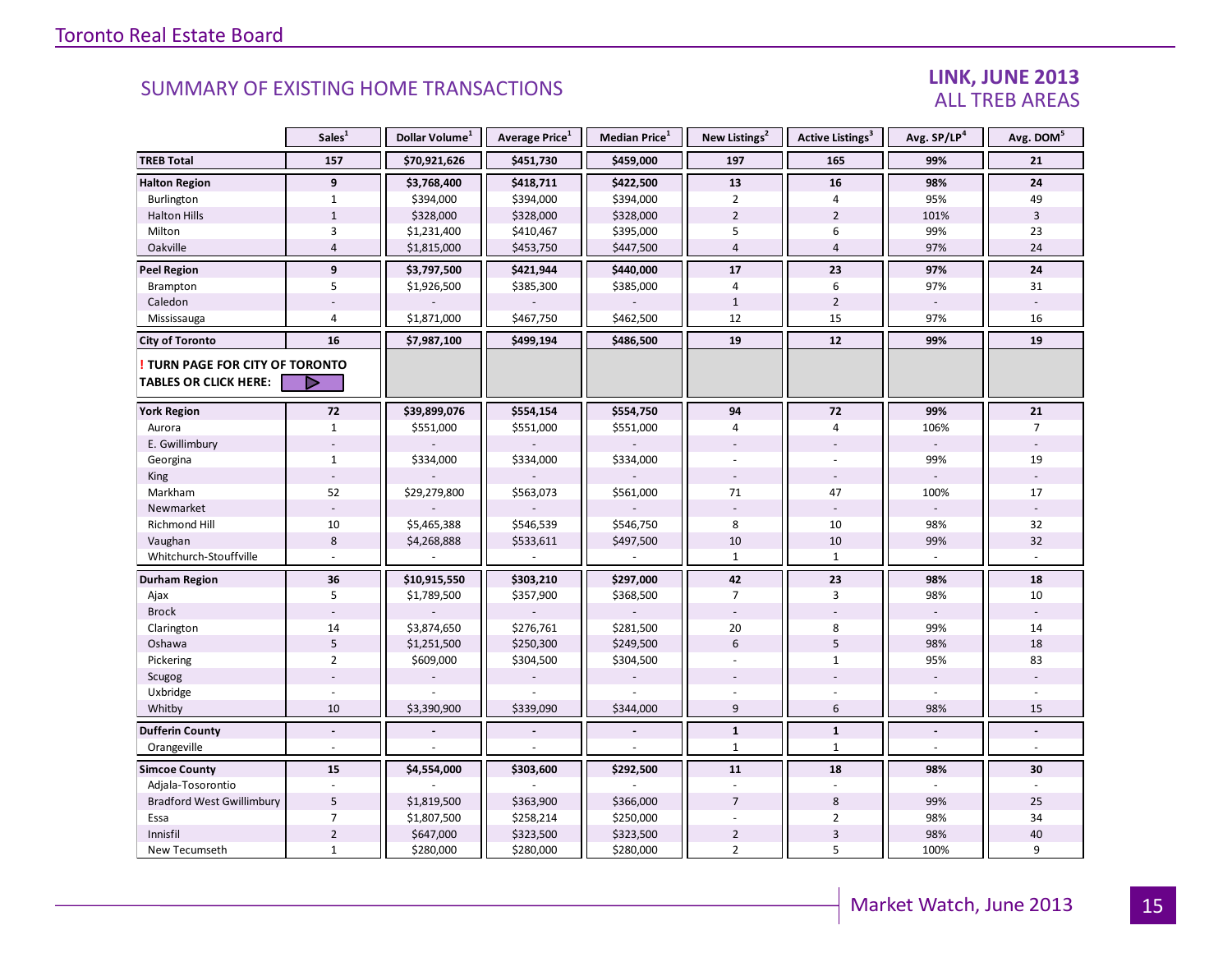## SUMMARY OF EXISTING HOME TRANSACTIONS

**LINK, JUNE 2013**
ALL TREB AREAS

| | Sales[1] | Dollar Volume[1] | Average Price[1] | Median Price[1] | New Listings[2] | Active Listings[3] | Avg. SP/LP[4] | Avg. DOM[5] |
|---|---|---|---|---|---|---|---|---|
| **TREB Total** | **157** | **$70,921,626** | **$451,730** | **$459,000** | **197** | **165** | **99%** | **21** |
| **Halton Region** | **9** | **$3,768,400** | **$418,711** | **$422,500** | **13** | **16** | **98%** | **24** |
| Burlington | 1 | $394,000 | $394,000 | $394,000 | 2 | 4 | 95% | 49 |
| Halton Hills | 1 | $328,000 | $328,000 | $328,000 | 2 | 2 | 101% | 3 |
| Milton | 3 | $1,231,400 | $410,467 | $395,000 | 5 | 6 | 99% | 23 |
| Oakville | 4 | $1,815,000 | $453,750 | $447,500 | 4 | 4 | 97% | 24 |
| **Peel Region** | **9** | **$3,797,500** | **$421,944** | **$440,000** | **17** | **23** | **97%** | **24** |
| Brampton | 5 | $1,926,500 | $385,300 | $385,000 | 4 | 6 | 97% | 31 |
| Caledon | - | - | - | - | 1 | 2 | - | - |
| Mississauga | 4 | $1,871,000 | $467,750 | $462,500 | 12 | 15 | 97% | 16 |
| **City of Toronto** | **16** | **$7,987,100** | **$499,194** | **$486,500** | **19** | **12** | **99%** | **19** |
| **! TURN PAGE FOR CITY OF TORONTO TABLES OR CLICK HERE:** | | | | | | | | |
| **York Region** | **72** | **$39,899,076** | **$554,154** | **$554,750** | **94** | **72** | **99%** | **21** |
| Aurora | 1 | $551,000 | $551,000 | $551,000 | 4 | 4 | 106% | 7 |
| E. Gwillimbury | - | - | - | - | - | - | - | - |
| Georgina | 1 | $334,000 | $334,000 | $334,000 | - | - | 99% | 19 |
| King | - | - | - | - | - | - | - | - |
| Markham | 52 | $29,279,800 | $563,073 | $561,000 | 71 | 47 | 100% | 17 |
| Newmarket | - | - | - | - | - | - | - | - |
| Richmond Hill | 10 | $5,465,388 | $546,539 | $546,750 | 8 | 10 | 98% | 32 |
| Vaughan | 8 | $4,268,888 | $533,611 | $497,500 | 10 | 10 | 99% | 32 |
| Whitchurch-Stouffville | - | - | - | - | 1 | 1 | - | - |
| **Durham Region** | **36** | **$10,915,550** | **$303,210** | **$297,000** | **42** | **23** | **98%** | **18** |
| Ajax | 5 | $1,789,500 | $357,900 | $368,500 | 7 | 3 | 98% | 10 |
| Brock | - | - | - | - | - | - | - | - |
| Clarington | 14 | $3,874,650 | $276,761 | $281,500 | 20 | 8 | 99% | 14 |
| Oshawa | 5 | $1,251,500 | $250,300 | $249,500 | 6 | 5 | 98% | 18 |
| Pickering | 2 | $609,000 | $304,500 | $304,500 | - | 1 | 95% | 83 |
| Scugog | - | - | - | - | - | - | - | - |
| Uxbridge | - | - | - | - | - | - | - | - |
| Whitby | 10 | $3,390,900 | $339,090 | $344,000 | 9 | 6 | 98% | 15 |
| **Dufferin County** | **-** | **-** | **-** | **-** | **1** | **1** | **-** | **-** |
| Orangeville | - | - | - | - | 1 | 1 | - | - |
| **Simcoe County** | **15** | **$4,554,000** | **$303,600** | **$292,500** | **11** | **18** | **98%** | **30** |
| Adjala-Tosorontio | - | - | - | - | - | - | - | - |
| Bradford West Gwillimbury | 5 | $1,819,500 | $363,900 | $366,000 | 7 | 8 | 99% | 25 |
| Essa | 7 | $1,807,500 | $258,214 | $250,000 | - | 2 | 98% | 34 |
| Innisfil | 2 | $647,000 | $323,500 | $323,500 | 2 | 3 | 98% | 40 |
| New Tecumseth | 1 | $280,000 | $280,000 | $280,000 | 2 | 5 | 100% | 9 |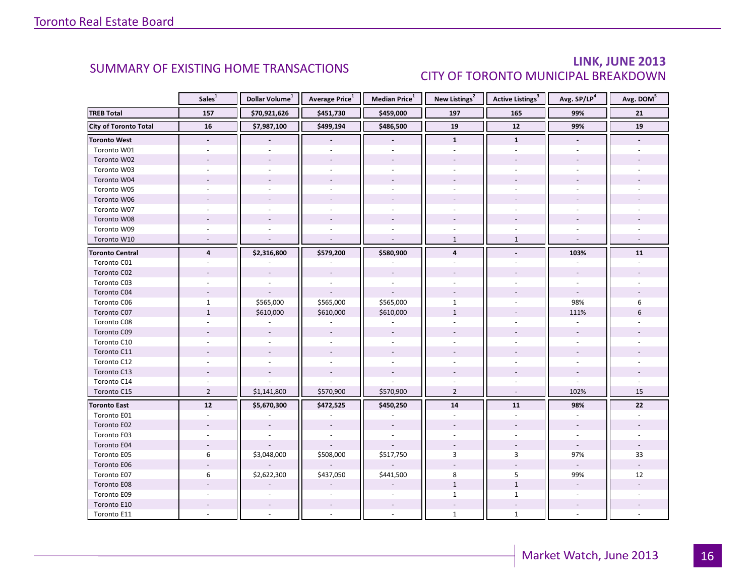## SUMMARY OF EXISTING HOME TRANSACTIONS

## LINK, JUNE 2013

## CITY OF TORONTO MUNICIPAL BREAKDOWN

| | Sales[1] | Dollar Volume[1] | Average Price[1] | Median Price[1] | New Listings[2] | Active Listings[3] | Avg. SP/LP[4] | Avg. DOM[5] |
|---|---|---|---|---|---|---|---|---|
| **TREB Total** | **157** | **$70,921,626** | **$451,730** | **$459,000** | **197** | **165** | **99%** | **21** |
| **City of Toronto Total** | **16** | **$7,987,100** | **$499,194** | **$486,500** | **19** | **12** | **99%** | **19** |
| **Toronto West** | **-** | **-** | **-** | **-** | **1** | **1** | **-** | **-** |
| Toronto W01 | - | - | - | - | - | - | - | - |
| Toronto W02 | - | - | - | - | - | - | - | - |
| Toronto W03 | - | - | - | - | - | - | - | - |
| Toronto W04 | - | - | - | - | - | - | - | - |
| Toronto W05 | - | - | - | - | - | - | - | - |
| Toronto W06 | - | - | - | - | - | - | - | - |
| Toronto W07 | - | - | - | - | - | - | - | - |
| Toronto W08 | - | - | - | - | - | - | - | - |
| Toronto W09 | - | - | - | - | - | - | - | - |
| Toronto W10 | - | - | - | - | 1 | 1 | - | - |
| **Toronto Central** | **4** | **$2,316,800** | **$579,200** | **$580,900** | **4** | **-** | **103%** | **11** |
| Toronto C01 | - | - | - | - | - | - | - | - |
| Toronto C02 | - | - | - | - | - | - | - | - |
| Toronto C03 | - | - | - | - | - | - | - | - |
| Toronto C04 | - | - | - | - | - | - | - | - |
| Toronto C06 | 1 | $565,000 | $565,000 | $565,000 | 1 | - | 98% | 6 |
| Toronto C07 | 1 | $610,000 | $610,000 | $610,000 | 1 | - | 111% | 6 |
| Toronto C08 | - | - | - | - | - | - | - | - |
| Toronto C09 | - | - | - | - | - | - | - | - |
| Toronto C10 | - | - | - | - | - | - | - | - |
| Toronto C11 | - | - | - | - | - | - | - | - |
| Toronto C12 | - | - | - | - | - | - | - | - |
| Toronto C13 | - | - | - | - | - | - | - | - |
| Toronto C14 | - | - | - | - | - | - | - | - |
| Toronto C15 | 2 | $1,141,800 | $570,900 | $570,900 | 2 | - | 102% | 15 |
| **Toronto East** | **12** | **$5,670,300** | **$472,525** | **$450,250** | **14** | **11** | **98%** | **22** |
| Toronto E01 | - | - | - | - | - | - | - | - |
| Toronto E02 | - | - | - | - | - | - | - | - |
| Toronto E03 | - | - | - | - | - | - | - | - |
| Toronto E04 | - | - | - | - | - | - | - | - |
| Toronto E05 | 6 | $3,048,000 | $508,000 | $517,750 | 3 | 3 | 97% | 33 |
| Toronto E06 | - | - | - | - | - | - | - | - |
| Toronto E07 | 6 | $2,622,300 | $437,050 | $441,500 | 8 | 5 | 99% | 12 |
| Toronto E08 | - | - | - | - | 1 | 1 | - | - |
| Toronto E09 | - | - | - | - | 1 | 1 | - | - |
| Toronto E10 | - | - | - | - | - | - | - | - |
| Toronto E11 | - | - | - | - | 1 | 1 | - | - |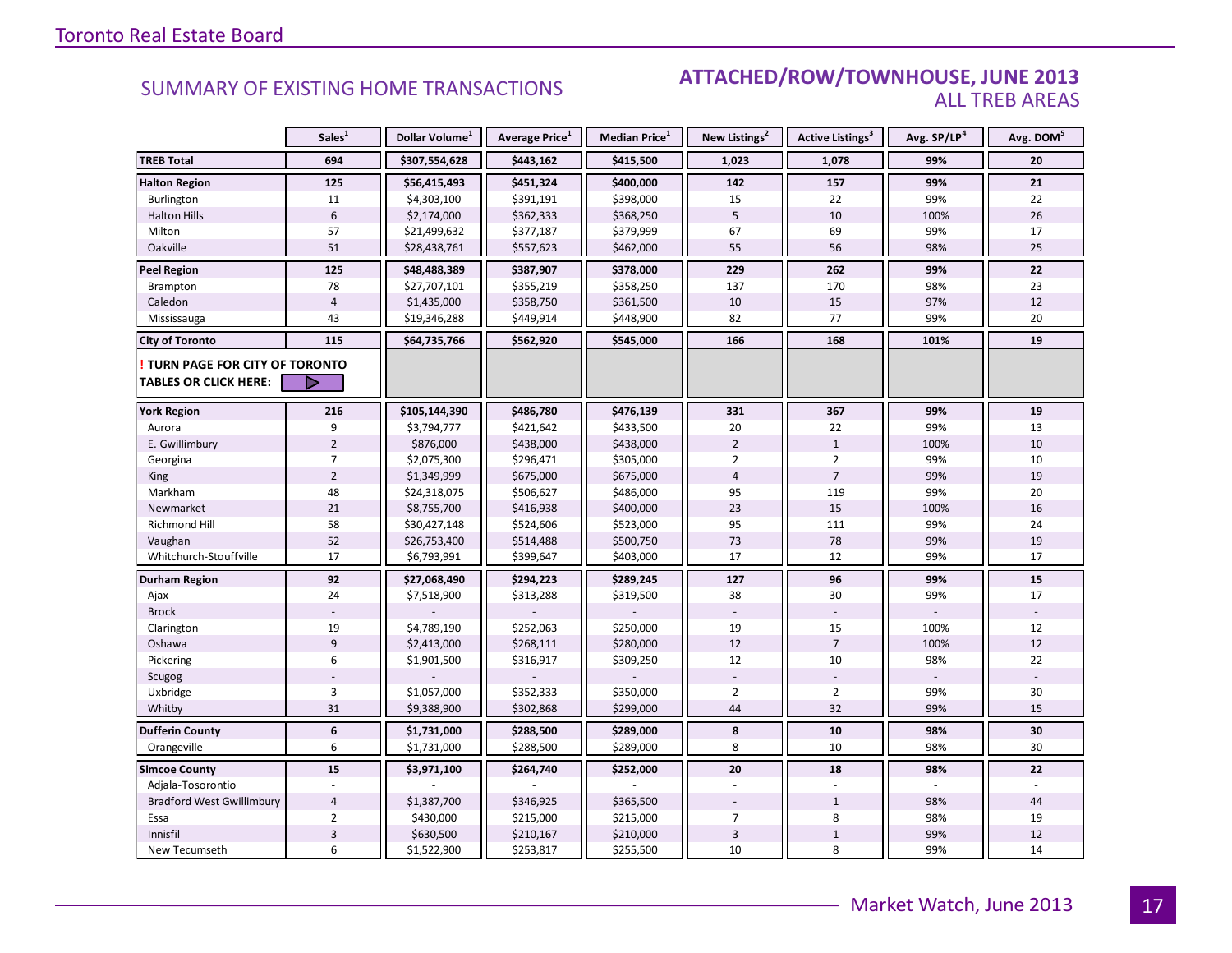## SUMMARY OF EXISTING HOME TRANSACTIONS

### ATTACHED/ROW/TOWNHOUSE, JUNE 2013
### ALL TREB AREAS

| | Sales[1] | Dollar Volume[1] | Average Price[1] | Median Price[1] | New Listings[2] | Active Listings[3] | Avg. SP/LP[4] | Avg. DOM[5] |
|---|---|---|---|---|---|---|---|---|
| **TREB Total** | **694** | **$307,554,628** | **$443,162** | **$415,500** | **1,023** | **1,078** | **99%** | **20** |
| **Halton Region** | **125** | **$56,415,493** | **$451,324** | **$400,000** | **142** | **157** | **99%** | **21** |
| Burlington | 11 | $4,303,100 | $391,191 | $398,000 | 15 | 22 | 99% | 22 |
| Halton Hills | 6 | $2,174,000 | $362,333 | $368,250 | 5 | 10 | 100% | 26 |
| Milton | 57 | $21,499,632 | $377,187 | $379,999 | 67 | 69 | 99% | 17 |
| Oakville | 51 | $28,438,761 | $557,623 | $462,000 | 55 | 56 | 98% | 25 |
| **Peel Region** | **125** | **$48,488,389** | **$387,907** | **$378,000** | **229** | **262** | **99%** | **22** |
| Brampton | 78 | $27,707,101 | $355,219 | $358,250 | 137 | 170 | 98% | 23 |
| Caledon | 4 | $1,435,000 | $358,750 | $361,500 | 10 | 15 | 97% | 12 |
| Mississauga | 43 | $19,346,288 | $449,914 | $448,900 | 82 | 77 | 99% | 20 |
| **City of Toronto** | **115** | **$64,735,766** | **$562,920** | **$545,000** | **166** | **168** | **101%** | **19** |
| **! TURN PAGE FOR CITY OF TORONTO TABLES OR CLICK HERE:** | | | | | | | | |
| **York Region** | **216** | **$105,144,390** | **$486,780** | **$476,139** | **331** | **367** | **99%** | **19** |
| Aurora | 9 | $3,794,777 | $421,642 | $433,500 | 20 | 22 | 99% | 13 |
| E. Gwillimbury | 2 | $876,000 | $438,000 | $438,000 | 2 | 1 | 100% | 10 |
| Georgina | 7 | $2,075,300 | $296,471 | $305,000 | 2 | 2 | 99% | 10 |
| King | 2 | $1,349,999 | $675,000 | $675,000 | 4 | 7 | 99% | 19 |
| Markham | 48 | $24,318,075 | $506,627 | $486,000 | 95 | 119 | 99% | 20 |
| Newmarket | 21 | $8,755,700 | $416,938 | $400,000 | 23 | 15 | 100% | 16 |
| Richmond Hill | 58 | $30,427,148 | $524,606 | $523,000 | 95 | 111 | 99% | 24 |
| Vaughan | 52 | $26,753,400 | $514,488 | $500,750 | 73 | 78 | 99% | 19 |
| Whitchurch-Stouffville | 17 | $6,793,991 | $399,647 | $403,000 | 17 | 12 | 99% | 17 |
| **Durham Region** | **92** | **$27,068,490** | **$294,223** | **$289,245** | **127** | **96** | **99%** | **15** |
| Ajax | 24 | $7,518,900 | $313,288 | $319,500 | 38 | 30 | 99% | 17 |
| Brock | - | - | - | - | - | - | - | - |
| Clarington | 19 | $4,789,190 | $252,063 | $250,000 | 19 | 15 | 100% | 12 |
| Oshawa | 9 | $2,413,000 | $268,111 | $280,000 | 12 | 7 | 100% | 12 |
| Pickering | 6 | $1,901,500 | $316,917 | $309,250 | 12 | 10 | 98% | 22 |
| Scugog | - | - | - | - | - | - | - | - |
| Uxbridge | 3 | $1,057,000 | $352,333 | $350,000 | 2 | 2 | 99% | 30 |
| Whitby | 31 | $9,388,900 | $302,868 | $299,000 | 44 | 32 | 99% | 15 |
| **Dufferin County** | **6** | **$1,731,000** | **$288,500** | **$289,000** | **8** | **10** | **98%** | **30** |
| Orangeville | 6 | $1,731,000 | $288,500 | $289,000 | 8 | 10 | 98% | 30 |
| **Simcoe County** | **15** | **$3,971,100** | **$264,740** | **$252,000** | **20** | **18** | **98%** | **22** |
| Adjala-Tosorontio | - | - | - | - | - | - | - | - |
| Bradford West Gwillimbury | 4 | $1,387,700 | $346,925 | $365,500 | - | 1 | 98% | 44 |
| Essa | 2 | $430,000 | $215,000 | $215,000 | 7 | 8 | 98% | 19 |
| Innisfil | 3 | $630,500 | $210,167 | $210,000 | 3 | 1 | 99% | 12 |
| New Tecumseth | 6 | $1,522,900 | $253,817 | $255,500 | 10 | 8 | 99% | 14 |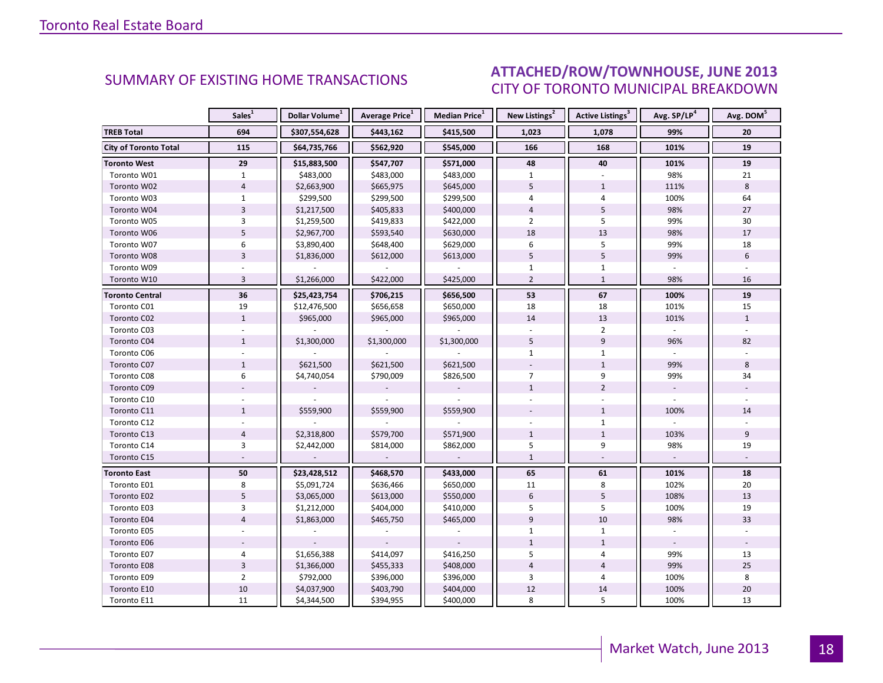## SUMMARY OF EXISTING HOME TRANSACTIONS

## ATTACHED/ROW/TOWNHOUSE, JUNE 2013
### CITY OF TORONTO MUNICIPAL BREAKDOWN

| | Sales[1] | Dollar Volume[1] | Average Price[1] | Median Price[1] | New Listings[2] | Active Listings[3] | Avg. SP/LP[4] | Avg. DOM[5] |
|---|---|---|---|---|---|---|---|---|
| **TREB Total** | **694** | **$307,554,628** | **$443,162** | **$415,500** | **1,023** | **1,078** | **99%** | **20** |
| **City of Toronto Total** | **115** | **$64,735,766** | **$562,920** | **$545,000** | **166** | **168** | **101%** | **19** |
| **Toronto West** | **29** | **$15,883,500** | **$547,707** | **$571,000** | **48** | **40** | **101%** | **19** |
| Toronto W01 | 1 | $483,000 | $483,000 | $483,000 | 1 | - | 98% | 21 |
| Toronto W02 | 4 | $2,663,900 | $665,975 | $645,000 | 5 | 1 | 111% | 8 |
| Toronto W03 | 1 | $299,500 | $299,500 | $299,500 | 4 | 4 | 100% | 64 |
| Toronto W04 | 3 | $1,217,500 | $405,833 | $400,000 | 4 | 5 | 98% | 27 |
| Toronto W05 | 3 | $1,259,500 | $419,833 | $422,000 | 2 | 5 | 99% | 30 |
| Toronto W06 | 5 | $2,967,700 | $593,540 | $630,000 | 18 | 13 | 98% | 17 |
| Toronto W07 | 6 | $3,890,400 | $648,400 | $629,000 | 6 | 5 | 99% | 18 |
| Toronto W08 | 3 | $1,836,000 | $612,000 | $613,000 | 5 | 5 | 99% | 6 |
| Toronto W09 | - | - | - | - | 1 | 1 | - | - |
| Toronto W10 | 3 | $1,266,000 | $422,000 | $425,000 | 2 | 1 | 98% | 16 |
| **Toronto Central** | **36** | **$25,423,754** | **$706,215** | **$656,500** | **53** | **67** | **100%** | **19** |
| Toronto C01 | 19 | $12,476,500 | $656,658 | $650,000 | 18 | 18 | 101% | 15 |
| Toronto C02 | 1 | $965,000 | $965,000 | $965,000 | 14 | 13 | 101% | 1 |
| Toronto C03 | - | - | - | - | - | 2 | - | - |
| Toronto C04 | 1 | $1,300,000 | $1,300,000 | $1,300,000 | 5 | 9 | 96% | 82 |
| Toronto C06 | - | - | - | - | 1 | 1 | - | - |
| Toronto C07 | 1 | $621,500 | $621,500 | $621,500 | - | 1 | 99% | 8 |
| Toronto C08 | 6 | $4,740,054 | $790,009 | $826,500 | 7 | 9 | 99% | 34 |
| Toronto C09 | - | - | - | - | 1 | 2 | - | - |
| Toronto C10 | - | - | - | - | - | - | - | - |
| Toronto C11 | 1 | $559,900 | $559,900 | $559,900 | - | 1 | 100% | 14 |
| Toronto C12 | - | - | - | - | - | 1 | - | - |
| Toronto C13 | 4 | $2,318,800 | $579,700 | $571,900 | 1 | 1 | 103% | 9 |
| Toronto C14 | 3 | $2,442,000 | $814,000 | $862,000 | 5 | 9 | 98% | 19 |
| Toronto C15 | - | - | - | - | 1 | - | - | - |
| **Toronto East** | **50** | **$23,428,512** | **$468,570** | **$433,000** | **65** | **61** | **101%** | **18** |
| Toronto E01 | 8 | $5,091,724 | $636,466 | $650,000 | 11 | 8 | 102% | 20 |
| Toronto E02 | 5 | $3,065,000 | $613,000 | $550,000 | 6 | 5 | 108% | 13 |
| Toronto E03 | 3 | $1,212,000 | $404,000 | $410,000 | 5 | 5 | 100% | 19 |
| Toronto E04 | 4 | $1,863,000 | $465,750 | $465,000 | 9 | 10 | 98% | 33 |
| Toronto E05 | - | - | - | - | 1 | 1 | - | - |
| Toronto E06 | - | - | - | - | 1 | 1 | - | - |
| Toronto E07 | 4 | $1,656,388 | $414,097 | $416,250 | 5 | 4 | 99% | 13 |
| Toronto E08 | 3 | $1,366,000 | $455,333 | $408,000 | 4 | 4 | 99% | 25 |
| Toronto E09 | 2 | $792,000 | $396,000 | $396,000 | 3 | 4 | 100% | 8 |
| Toronto E10 | 10 | $4,037,900 | $403,790 | $404,000 | 12 | 14 | 100% | 20 |
| Toronto E11 | 11 | $4,344,500 | $394,955 | $400,000 | 8 | 5 | 100% | 13 |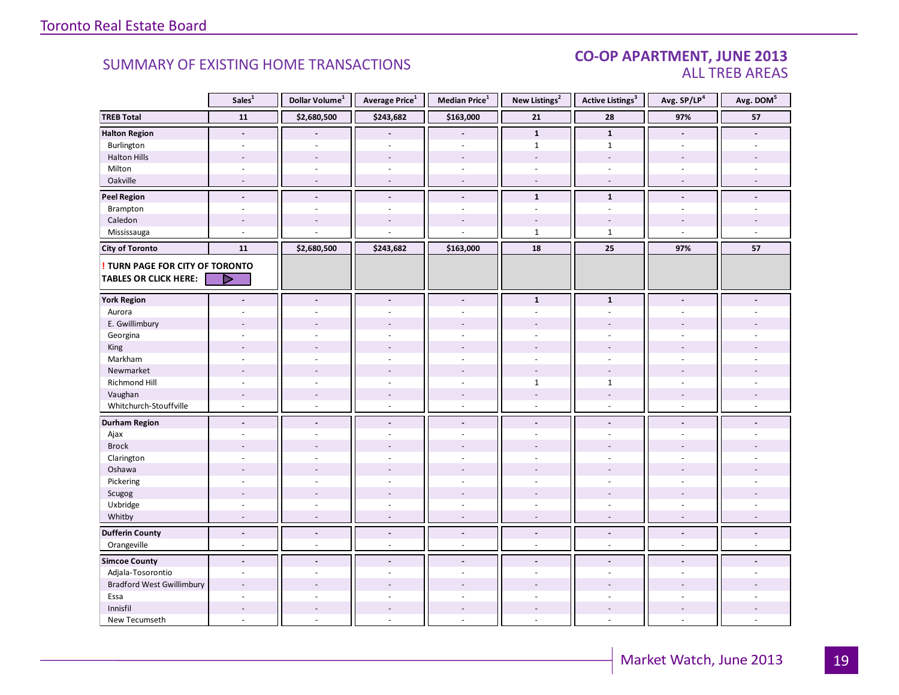Toronto Real Estate Board

## SUMMARY OF EXISTING HOME TRANSACTIONS

## CO-OP APARTMENT, JUNE 2013
### ALL TREB AREAS

| | Sales[1] | Dollar Volume[1] | Average Price[1] | Median Price[1] | New Listings[2] | Active Listings[3] | Avg. SP/LP[4] | Avg. DOM[5] |
|---|---|---|---|---|---|---|---|---|
| **TREB Total** | **11** | **$2,680,500** | **$243,682** | **$163,000** | **21** | **28** | **97%** | **57** |
| **Halton Region** | **-** | **-** | **-** | **-** | **1** | **1** | **-** | **-** |
| Burlington | - | - | - | - | 1 | 1 | - | - |
| Halton Hills | - | - | - | - | - | - | - | - |
| Milton | - | - | - | - | - | - | - | - |
| Oakville | - | - | - | - | - | - | - | - |
| **Peel Region** | **-** | **-** | **-** | **-** | **1** | **1** | **-** | **-** |
| Brampton | - | - | - | - | - | - | - | - |
| Caledon | - | - | - | - | - | - | - | - |
| Mississauga | - | - | - | - | 1 | 1 | - | - |
| **City of Toronto** | **11** | **$2,680,500** | **$243,682** | **$163,000** | **18** | **25** | **97%** | **57** |
| **! TURN PAGE FOR CITY OF TORONTO TABLES OR CLICK HERE:** | | | | | | | | |
| **York Region** | **-** | **-** | **-** | **-** | **1** | **1** | **-** | **-** |
| Aurora | - | - | - | - | - | - | - | - |
| E. Gwillimbury | - | - | - | - | - | - | - | - |
| Georgina | - | - | - | - | - | - | - | - |
| King | - | - | - | - | - | - | - | - |
| Markham | - | - | - | - | - | - | - | - |
| Newmarket | - | - | - | - | - | - | - | - |
| Richmond Hill | - | - | - | - | 1 | 1 | - | - |
| Vaughan | - | - | - | - | - | - | - | - |
| Whitchurch-Stouffville | - | - | - | - | - | - | - | - |
| **Durham Region** | **-** | **-** | **-** | **-** | **-** | **-** | **-** | **-** |
| Ajax | - | - | - | - | - | - | - | - |
| Brock | - | - | - | - | - | - | - | - |
| Clarington | - | - | - | - | - | - | - | - |
| Oshawa | - | - | - | - | - | - | - | - |
| Pickering | - | - | - | - | - | - | - | - |
| Scugog | - | - | - | - | - | - | - | - |
| Uxbridge | - | - | - | - | - | - | - | - |
| Whitby | - | - | - | - | - | - | - | - |
| **Dufferin County** | **-** | **-** | **-** | **-** | **-** | **-** | **-** | **-** |
| Orangeville | - | - | - | - | - | - | - | - |
| **Simcoe County** | **-** | **-** | **-** | **-** | **-** | **-** | **-** | **-** |
| Adjala-Tosorontio | - | - | - | - | - | - | - | - |
| Bradford West Gwillimbury | - | - | - | - | - | - | - | - |
| Essa | - | - | - | - | - | - | - | - |
| Innisfil | - | - | - | - | - | - | - | - |
| New Tecumseth | - | - | - | - | - | - | - | - |

Market Watch, June 2013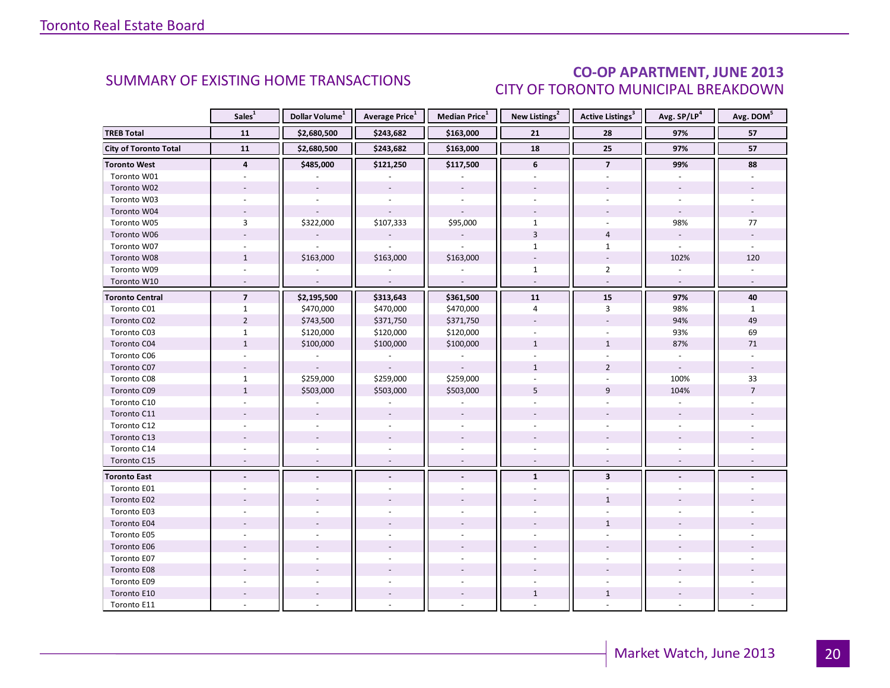## SUMMARY OF EXISTING HOME TRANSACTIONS

## CO-OP APARTMENT, JUNE 2013
### CITY OF TORONTO MUNICIPAL BREAKDOWN

| | Sales[1] | Dollar Volume[1] | Average Price[1] | Median Price[1] | New Listings[2] | Active Listings[3] | Avg. SP/LP[4] | Avg. DOM[5] |
|---|---|---|---|---|---|---|---|---|
| **TREB Total** | **11** | **$2,680,500** | **$243,682** | **$163,000** | **21** | **28** | **97%** | **57** |
| **City of Toronto Total** | **11** | **$2,680,500** | **$243,682** | **$163,000** | **18** | **25** | **97%** | **57** |
| **Toronto West** | **4** | **$485,000** | **$121,250** | **$117,500** | **6** | **7** | **99%** | **88** |
| Toronto W01 | - | - | - | - | - | - | - | - |
| Toronto W02 | - | - | - | - | - | - | - | - |
| Toronto W03 | - | - | - | - | - | - | - | - |
| Toronto W04 | - | - | - | - | - | - | - | - |
| Toronto W05 | 3 | $322,000 | $107,333 | $95,000 | 1 | - | 98% | 77 |
| Toronto W06 | - | - | - | - | 3 | 4 | - | - |
| Toronto W07 | - | - | - | - | 1 | 1 | - | - |
| Toronto W08 | 1 | $163,000 | $163,000 | $163,000 | - | - | 102% | 120 |
| Toronto W09 | - | - | - | - | 1 | 2 | - | - |
| Toronto W10 | - | - | - | - | - | - | - | - |
| **Toronto Central** | **7** | **$2,195,500** | **$313,643** | **$361,500** | **11** | **15** | **97%** | **40** |
| Toronto C01 | 1 | $470,000 | $470,000 | $470,000 | 4 | 3 | 98% | 1 |
| Toronto C02 | 2 | $743,500 | $371,750 | $371,750 | - | - | 94% | 49 |
| Toronto C03 | 1 | $120,000 | $120,000 | $120,000 | - | - | 93% | 69 |
| Toronto C04 | 1 | $100,000 | $100,000 | $100,000 | 1 | 1 | 87% | 71 |
| Toronto C06 | - | - | - | - | - | - | - | - |
| Toronto C07 | - | - | - | - | 1 | 2 | - | - |
| Toronto C08 | 1 | $259,000 | $259,000 | $259,000 | - | - | 100% | 33 |
| Toronto C09 | 1 | $503,000 | $503,000 | $503,000 | 5 | 9 | 104% | 7 |
| Toronto C10 | - | - | - | - | - | - | - | - |
| Toronto C11 | - | - | - | - | - | - | - | - |
| Toronto C12 | - | - | - | - | - | - | - | - |
| Toronto C13 | - | - | - | - | - | - | - | - |
| Toronto C14 | - | - | - | - | - | - | - | - |
| Toronto C15 | - | - | - | - | - | - | - | - |
| **Toronto East** | **-** | **-** | **-** | **-** | **1** | **3** | **-** | **-** |
| Toronto E01 | - | - | - | - | - | - | - | - |
| Toronto E02 | - | - | - | - | - | 1 | - | - |
| Toronto E03 | - | - | - | - | - | - | - | - |
| Toronto E04 | - | - | - | - | - | 1 | - | - |
| Toronto E05 | - | - | - | - | - | - | - | - |
| Toronto E06 | - | - | - | - | - | - | - | - |
| Toronto E07 | - | - | - | - | - | - | - | - |
| Toronto E08 | - | - | - | - | - | - | - | - |
| Toronto E09 | - | - | - | - | - | - | - | - |
| Toronto E10 | - | - | - | - | 1 | 1 | - | - |
| Toronto E11 | - | - | - | - | - | - | - | - |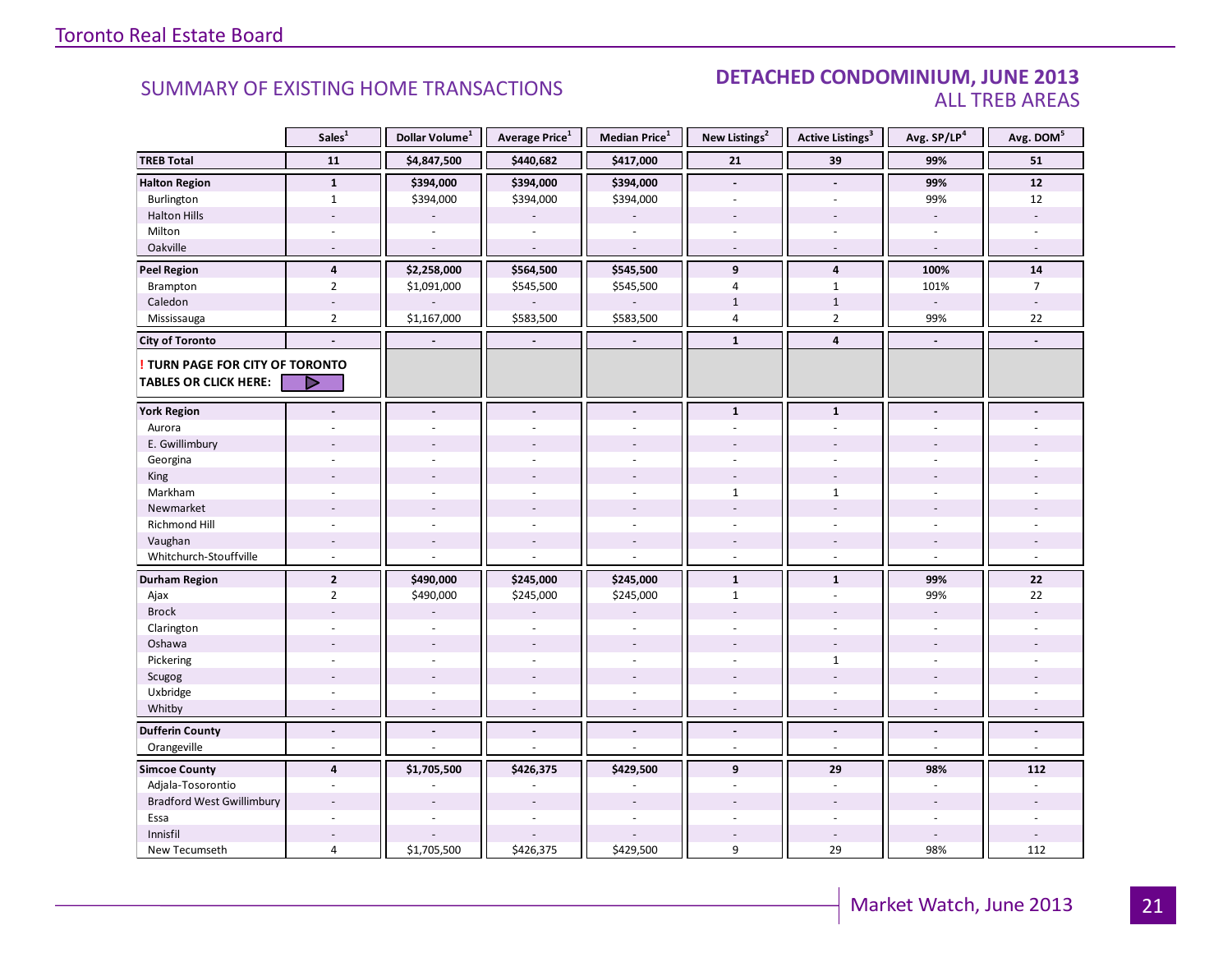## SUMMARY OF EXISTING HOME TRANSACTIONS

## DETACHED CONDOMINIUM, JUNE 2013
### ALL TREB AREAS

| | Sales[1] | Dollar Volume[1] | Average Price[1] | Median Price[1] | New Listings[2] | Active Listings[3] | Avg. SP/LP[4] | Avg. DOM[5] |
|---|---|---|---|---|---|---|---|---|
| **TREB Total** | **11** | **$4,847,500** | **$440,682** | **$417,000** | **21** | **39** | **99%** | **51** |
| **Halton Region** | **1** | **$394,000** | **$394,000** | **$394,000** | **-** | **-** | **99%** | **12** |
| Burlington | 1 | $394,000 | $394,000 | $394,000 | - | - | 99% | 12 |
| Halton Hills | - | - | - | - | - | - | - | - |
| Milton | - | - | - | - | - | - | - | - |
| Oakville | - | - | - | - | - | - | - | - |
| **Peel Region** | **4** | **$2,258,000** | **$564,500** | **$545,500** | **9** | **4** | **100%** | **14** |
| Brampton | 2 | $1,091,000 | $545,500 | $545,500 | 4 | 1 | 101% | 7 |
| Caledon | - | - | - | - | 1 | 1 | - | - |
| Mississauga | 2 | $1,167,000 | $583,500 | $583,500 | 4 | 2 | 99% | 22 |
| **City of Toronto** | **-** | **-** | **-** | **-** | **1** | **4** | **-** | **-** |
| **! TURN PAGE FOR CITY OF TORONTO TABLES OR CLICK HERE:** | | | | | | | | |
| **York Region** | **-** | **-** | **-** | **-** | **1** | **1** | **-** | **-** |
| Aurora | - | - | - | - | - | - | - | - |
| E. Gwillimbury | - | - | - | - | - | - | - | - |
| Georgina | - | - | - | - | - | - | - | - |
| King | - | - | - | - | - | - | - | - |
| Markham | - | - | - | - | 1 | 1 | - | - |
| Newmarket | - | - | - | - | - | - | - | - |
| Richmond Hill | - | - | - | - | - | - | - | - |
| Vaughan | - | - | - | - | - | - | - | - |
| Whitchurch-Stouffville | - | - | - | - | - | - | - | - |
| **Durham Region** | **2** | **$490,000** | **$245,000** | **$245,000** | **1** | **1** | **99%** | **22** |
| Ajax | 2 | $490,000 | $245,000 | $245,000 | 1 | - | 99% | 22 |
| Brock | - | - | - | - | - | - | - | - |
| Clarington | - | - | - | - | - | - | - | - |
| Oshawa | - | - | - | - | - | - | - | - |
| Pickering | - | - | - | - | - | 1 | - | - |
| Scugog | - | - | - | - | - | - | - | - |
| Uxbridge | - | - | - | - | - | - | - | - |
| Whitby | - | - | - | - | - | - | - | - |
| **Dufferin County** | **-** | **-** | **-** | **-** | **-** | **-** | **-** | **-** |
| Orangeville | - | - | - | - | - | - | - | - |
| **Simcoe County** | **4** | **$1,705,500** | **$426,375** | **$429,500** | **9** | **29** | **98%** | **112** |
| Adjala-Tosorontio | - | - | - | - | - | - | - | - |
| Bradford West Gwillimbury | - | - | - | - | - | - | - | - |
| Essa | - | - | - | - | - | - | - | - |
| Innisfil | - | - | - | - | - | - | - | - |
| New Tecumseth | 4 | $1,705,500 | $426,375 | $429,500 | 9 | 29 | 98% | 112 |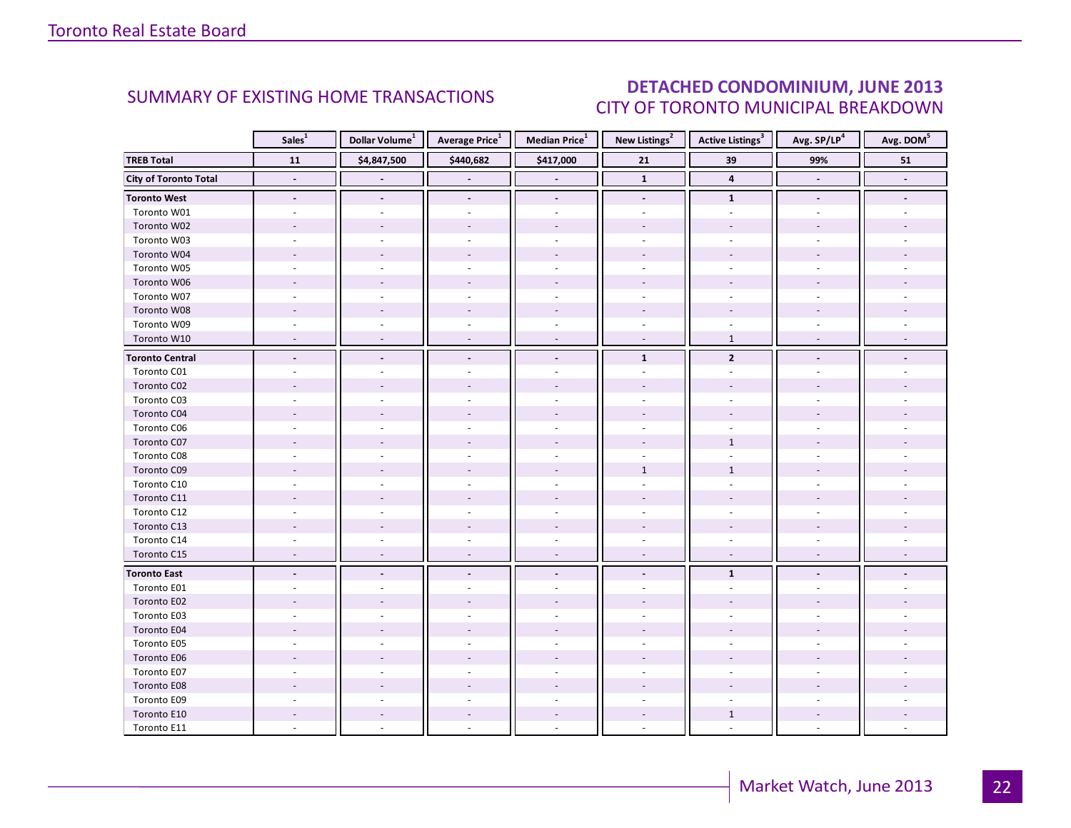## SUMMARY OF EXISTING HOME TRANSACTIONS

## DETACHED CONDOMINIUM, JUNE 2013
### CITY OF TORONTO MUNICIPAL BREAKDOWN

| | Sales[1] | Dollar Volume[1] | Average Price[1] | Median Price[1] | New Listings[2] | Active Listings[3] | Avg. SP/LP[4] | Avg. DOM[5] |
|---|---|---|---|---|---|---|---|---|
| **TREB Total** | **11** | **$4,847,500** | **$440,682** | **$417,000** | **21** | **39** | **99%** | **51** |
| **City of Toronto Total** | **-** | **-** | **-** | **-** | **1** | **4** | **-** | **-** |
| **Toronto West** | **-** | **-** | **-** | **-** | **-** | **1** | **-** | **-** |
| Toronto W01 | - | - | - | - | - | - | - | - |
| Toronto W02 | - | - | - | - | - | - | - | - |
| Toronto W03 | - | - | - | - | - | - | - | - |
| Toronto W04 | - | - | - | - | - | - | - | - |
| Toronto W05 | - | - | - | - | - | - | - | - |
| Toronto W06 | - | - | - | - | - | - | - | - |
| Toronto W07 | - | - | - | - | - | - | - | - |
| Toronto W08 | - | - | - | - | - | - | - | - |
| Toronto W09 | - | - | - | - | - | - | - | - |
| Toronto W10 | - | - | - | - | - | 1 | - | - |
| **Toronto Central** | **-** | **-** | **-** | **-** | **1** | **2** | **-** | **-** |
| Toronto C01 | - | - | - | - | - | - | - | - |
| Toronto C02 | - | - | - | - | - | - | - | - |
| Toronto C03 | - | - | - | - | - | - | - | - |
| Toronto C04 | - | - | - | - | - | - | - | - |
| Toronto C06 | - | - | - | - | - | - | - | - |
| Toronto C07 | - | - | - | - | - | 1 | - | - |
| Toronto C08 | - | - | - | - | - | - | - | - |
| Toronto C09 | - | - | - | - | 1 | 1 | 99% | - |
| Toronto C10 | - | - | - | - | - | - | - | - |
| Toronto C11 | - | - | - | - | - | - | - | - |
| Toronto C12 | - | - | - | - | - | - | - | - |
| Toronto C13 | - | - | - | - | - | - | - | - |
| Toronto C14 | - | - | - | - | - | - | - | - |
| Toronto C15 | - | - | - | - | - | - | - | - |
| **Toronto East** | **-** | **-** | **-** | **-** | **-** | **1** | **-** | **-** |
| Toronto E01 | - | - | - | - | - | - | - | - |
| Toronto E02 | - | - | - | - | - | - | - | - |
| Toronto E03 | - | - | - | - | - | - | - | - |
| Toronto E04 | - | - | - | - | - | - | - | - |
| Toronto E05 | - | - | - | - | - | - | - | - |
| Toronto E06 | - | - | - | - | - | - | - | - |
| Toronto E07 | - | - | - | - | - | - | - | - |
| Toronto E08 | - | - | - | - | - | - | - | - |
| Toronto E09 | - | - | - | - | - | - | - | - |
| Toronto E10 | - | - | - | - | - | 1 | - | - |
| Toronto E11 | - | - | - | - | - | - | - | - |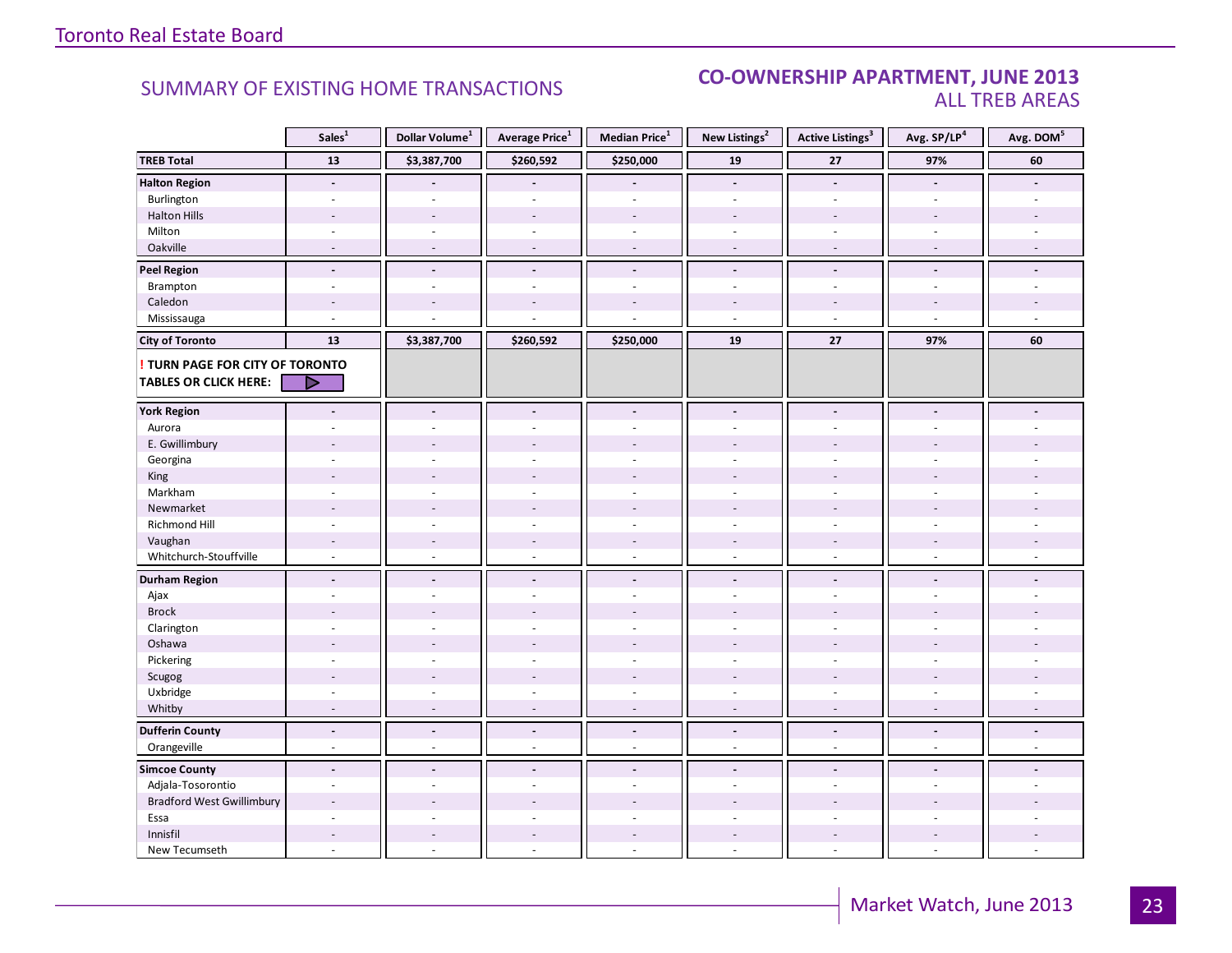Toronto Real Estate Board

## SUMMARY OF EXISTING HOME TRANSACTIONS

## CO-OWNERSHIP APARTMENT, JUNE 2013
### ALL TREB AREAS

| | Sales[1] | Dollar Volume[1] | Average Price[1] | Median Price[1] | New Listings[2] | Active Listings[3] | Avg. SP/LP[4] | Avg. DOM[5] |
|---|---|---|---|---|---|---|---|---|
| **TREB Total** | 13 | $3,387,700 | $260,592 | $250,000 | 19 | 27 | 97% | 60 |
| **Halton Region** | - | - | - | - | - | - | - | - |
| Burlington | - | - | - | - | - | - | - | - |
| Halton Hills | - | - | - | - | - | - | - | - |
| Milton | - | - | - | - | - | - | - | - |
| Oakville | - | - | - | - | - | - | - | - |
| **Peel Region** | - | - | - | - | - | - | - | - |
| Brampton | - | - | - | - | - | - | - | - |
| Caledon | - | - | - | - | - | - | - | - |
| Mississauga | - | - | - | - | - | - | - | - |
| **City of Toronto** | 13 | $3,387,700 | $260,592 | $250,000 | 19 | 27 | 97% | 60 |
| **! TURN PAGE FOR CITY OF TORONTO TABLES OR CLICK HERE:** | | | | | | | | |
| **York Region** | - | - | - | - | - | - | - | - |
| Aurora | - | - | - | - | - | - | - | - |
| E. Gwillimbury | - | - | - | - | - | - | - | - |
| Georgina | - | - | - | - | - | - | - | - |
| King | - | - | - | - | - | - | - | - |
| Markham | - | - | - | - | - | - | - | - |
| Newmarket | - | - | - | - | - | - | - | - |
| Richmond Hill | - | - | - | - | - | - | - | - |
| Vaughan | - | - | - | - | - | - | - | - |
| Whitchurch-Stouffville | - | - | - | - | - | - | - | - |
| **Durham Region** | - | - | - | - | - | - | - | - |
| Ajax | - | - | - | - | - | - | - | - |
| Brock | - | - | - | - | - | - | - | - |
| Clarington | - | - | - | - | - | - | - | - |
| Oshawa | - | - | - | - | - | - | - | - |
| Pickering | - | - | - | - | - | - | - | - |
| Scugog | - | - | - | - | - | - | - | - |
| Uxbridge | - | - | - | - | - | - | - | - |
| Whitby | - | - | - | - | - | - | - | - |
| **Dufferin County** | - | - | - | - | - | - | - | - |
| Orangeville | - | - | - | - | - | - | - | - |
| **Simcoe County** | - | - | - | - | - | - | - | - |
| Adjala-Tosorontio | - | - | - | - | - | - | - | - |
| Bradford West Gwillimbury | - | - | - | - | - | - | - | - |
| Essa | - | - | - | - | - | - | - | - |
| Innisfil | - | - | - | - | - | - | - | - |
| New Tecumseth | - | - | - | - | - | - | - | - |

Market Watch, June 2013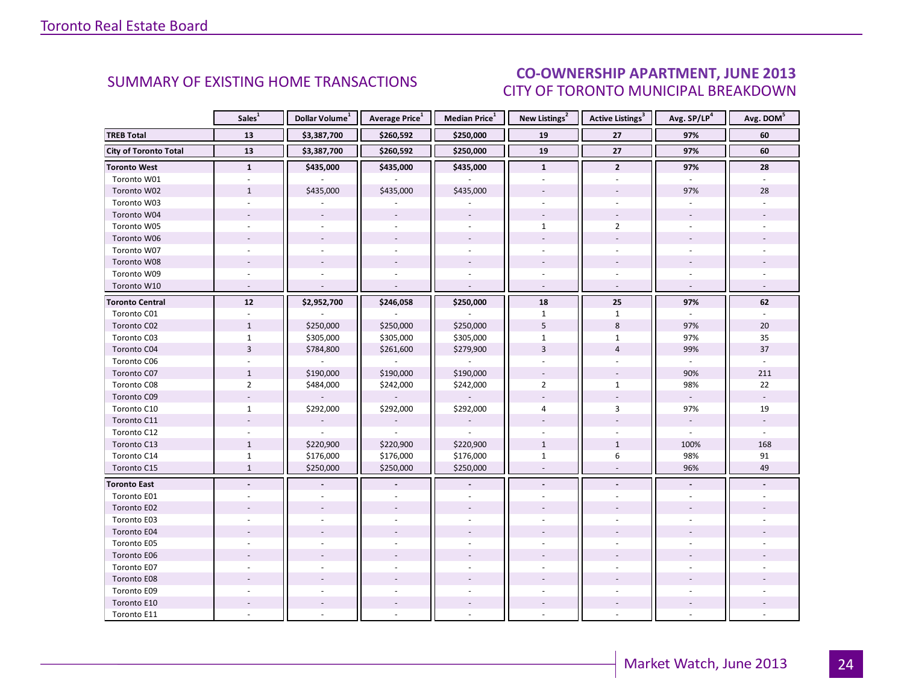## SUMMARY OF EXISTING HOME TRANSACTIONS

## CO-OWNERSHIP APARTMENT, JUNE 2013
### CITY OF TORONTO MUNICIPAL BREAKDOWN

| | Sales[1] | Dollar Volume[1] | Average Price[1] | Median Price[1] | New Listings[2] | Active Listings[3] | Avg. SP/LP[4] | Avg. DOM[5] |
|---|---|---|---|---|---|---|---|---|
| **TREB Total** | **13** | **$3,387,700** | **$260,592** | **$250,000** | **19** | **27** | **97%** | **60** |
| **City of Toronto Total** | **13** | **$3,387,700** | **$260,592** | **$250,000** | **19** | **27** | **97%** | **60** |
| **Toronto West** | **1** | **$435,000** | **$435,000** | **$435,000** | **1** | **2** | **97%** | **28** |
| Toronto W01 | - | - | - | - | - | - | - | - |
| Toronto W02 | 1 | $435,000 | $435,000 | $435,000 | - | - | 97% | 28 |
| Toronto W03 | - | - | - | - | - | - | - | - |
| Toronto W04 | - | - | - | - | - | - | - | - |
| Toronto W05 | - | - | - | - | 1 | 2 | - | - |
| Toronto W06 | - | - | - | - | - | - | - | - |
| Toronto W07 | - | - | - | - | - | - | - | - |
| Toronto W08 | - | - | - | - | - | - | - | - |
| Toronto W09 | - | - | - | - | - | - | - | - |
| Toronto W10 | - | - | - | - | - | - | - | - |
| **Toronto Central** | **12** | **$2,952,700** | **$246,058** | **$250,000** | **18** | **25** | **97%** | **62** |
| Toronto C01 | - | - | - | - | 1 | 1 | - | - |
| Toronto C02 | 1 | $250,000 | $250,000 | $250,000 | 5 | 8 | 97% | 20 |
| Toronto C03 | 1 | $305,000 | $305,000 | $305,000 | 1 | 1 | 97% | 35 |
| Toronto C04 | 3 | $784,800 | $261,600 | $279,900 | 3 | 4 | 99% | 37 |
| Toronto C06 | - | - | - | - | - | - | - | - |
| Toronto C07 | 1 | $190,000 | $190,000 | $190,000 | - | - | 90% | 211 |
| Toronto C08 | 2 | $484,000 | $242,000 | $242,000 | 2 | 1 | 98% | 22 |
| Toronto C09 | - | - | - | - | - | - | - | - |
| Toronto C10 | 1 | $292,000 | $292,000 | $292,000 | 4 | 3 | 97% | 19 |
| Toronto C11 | - | - | - | - | - | - | - | - |
| Toronto C12 | - | - | - | - | - | - | - | - |
| Toronto C13 | 1 | $220,900 | $220,900 | $220,900 | 1 | 1 | 100% | 168 |
| Toronto C14 | 1 | $176,000 | $176,000 | $176,000 | 1 | 6 | 98% | 91 |
| Toronto C15 | 1 | $250,000 | $250,000 | $250,000 | - | - | 96% | 49 |
| **Toronto East** | **-** | **-** | **-** | **-** | **-** | **-** | **-** | **-** |
| Toronto E01 | - | - | - | - | - | - | - | - |
| Toronto E02 | - | - | - | - | - | - | - | - |
| Toronto E03 | - | - | - | - | - | - | - | - |
| Toronto E04 | - | - | - | - | - | - | - | - |
| Toronto E05 | - | - | - | - | - | - | - | - |
| Toronto E06 | - | - | - | - | - | - | - | - |
| Toronto E07 | - | - | - | - | - | - | - | - |
| Toronto E08 | - | - | - | - | - | - | - | - |
| Toronto E09 | - | - | - | - | - | - | - | - |
| Toronto E10 | - | - | - | - | - | - | - | - |
| Toronto E11 | - | - | - | - | - | - | - | - |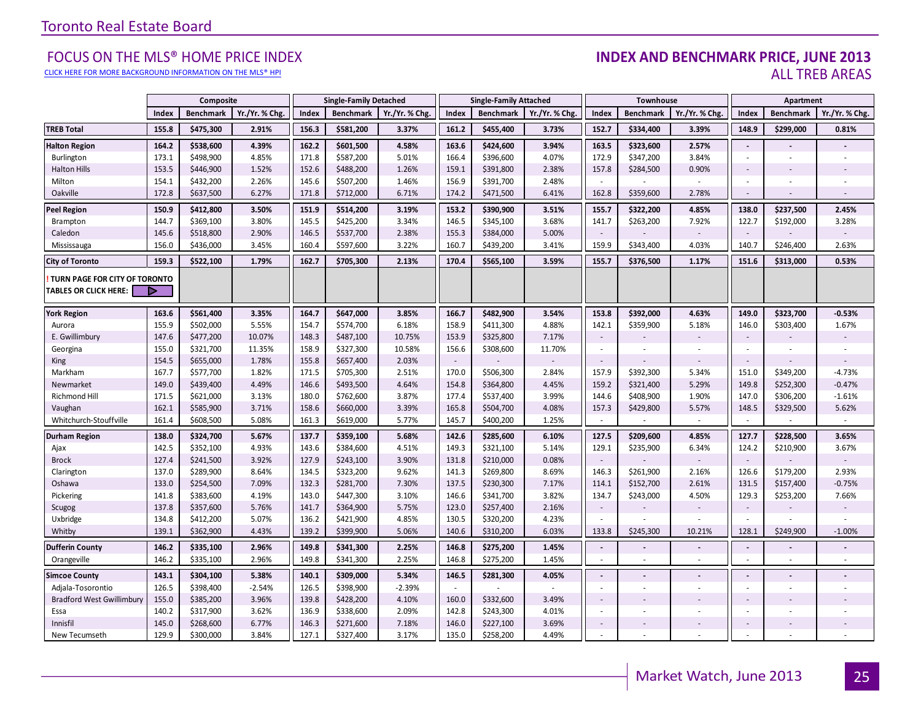Toronto Real Estate Board

## FOCUS ON THE MLS® HOME PRICE INDEX

CLICK HERE FOR MORE BACKGROUND INFORMATION ON THE MLS® HPI

## INDEX AND BENCHMARK PRICE, JUNE 2013
ALL TREB AREAS

| | Composite | | | Single-Family Detached | | | Single-Family Attached | | | Townhouse | | | Apartment | | |
|---|---|---|---|---|---|---|---|---|---|---|---|---|---|---|---|
| | Index | Benchmark | Yr./Yr. % Chg. | Index | Benchmark | Yr./Yr. % Chg. | Index | Benchmark | Yr./Yr. % Chg. | Index | Benchmark | Yr./Yr. % Chg. | Index | Benchmark | Yr./Yr. % Chg. |
| **TREB Total** | **155.8** | **$475,300** | **2.91%** | **156.3** | **$581,200** | **3.37%** | **161.2** | **$455,400** | **3.73%** | **152.7** | **$334,400** | **3.39%** | **148.9** | **$299,000** | **0.81%** |
| **Halton Region** | **164.2** | **$538,600** | **4.39%** | **162.2** | **$601,500** | **4.58%** | **163.6** | **$424,600** | **3.94%** | **163.5** | **$323,600** | **2.57%** | **-** | **-** | **-** |
| Burlington | 173.1 | $498,900 | 4.85% | 171.8 | $587,200 | 5.01% | 166.4 | $396,600 | 4.07% | 172.9 | $347,200 | 3.84% | - | - | - |
| Halton Hills | 153.5 | $446,900 | 1.52% | 152.6 | $488,200 | 1.26% | 159.1 | $391,800 | 2.38% | 157.8 | $284,500 | 0.90% | - | - | - |
| Milton | 154.1 | $432,200 | 2.26% | 145.6 | $507,200 | 1.46% | 156.9 | $391,700 | 2.48% | - | - | - | - | - | - |
| Oakville | 172.8 | $637,500 | 6.27% | 171.8 | $712,000 | 6.71% | 174.2 | $471,500 | 6.41% | 162.8 | $359,600 | 2.78% | - | - | - |
| **Peel Region** | **150.9** | **$412,800** | **3.50%** | **151.9** | **$514,200** | **3.19%** | **153.2** | **$390,900** | **3.51%** | **155.7** | **$322,200** | **4.85%** | **138.0** | **$237,500** | **2.45%** |
| Brampton | 144.7 | $369,100 | 3.80% | 145.5 | $425,200 | 3.34% | 146.5 | $345,100 | 3.68% | 141.7 | $263,200 | 7.92% | 122.7 | $192,000 | 3.28% |
| Caledon | 145.6 | $518,800 | 2.90% | 146.5 | $537,700 | 2.38% | 155.3 | $384,000 | 5.00% | - | - | - | - | - | - |
| Mississauga | 156.0 | $436,000 | 3.45% | 160.4 | $597,600 | 3.22% | 160.7 | $439,200 | 3.41% | 159.9 | $343,400 | 4.03% | 140.7 | $246,400 | 2.63% |
| **City of Toronto** | **159.3** | **$522,100** | **1.79%** | **162.7** | **$705,300** | **2.13%** | **170.4** | **$565,100** | **3.59%** | **155.7** | **$376,500** | **1.17%** | **151.6** | **$313,000** | **0.53%** |
| **! TURN PAGE FOR CITY OF TORONTO TABLES OR CLICK HERE:** | | | | | | | | | | | | | | | |
| **York Region** | **163.6** | **$561,400** | **3.35%** | **164.7** | **$647,000** | **3.85%** | **166.7** | **$482,900** | **3.54%** | **153.8** | **$392,000** | **4.63%** | **149.0** | **$323,700** | **-0.53%** |
| Aurora | 155.9 | $502,000 | 5.55% | 154.7 | $574,700 | 6.18% | 158.9 | $411,300 | 4.88% | 142.1 | $359,900 | 5.18% | 146.0 | $303,400 | 1.67% |
| E. Gwillimbury | 147.6 | $477,200 | 10.07% | 148.3 | $487,100 | 10.75% | 153.9 | $325,800 | 7.17% | - | - | - | - | - | - |
| Georgina | 155.0 | $321,700 | 11.35% | 158.9 | $327,300 | 10.58% | 156.6 | $308,600 | 11.70% | - | - | - | - | - | - |
| King | 154.5 | $655,000 | 1.78% | 155.8 | $657,400 | 2.03% | - | - | - | - | - | - | - | - | - |
| Markham | 167.7 | $577,700 | 1.82% | 171.5 | $705,300 | 2.51% | 170.0 | $506,300 | 2.84% | 157.9 | $392,300 | 5.34% | 151.0 | $349,200 | -4.73% |
| Newmarket | 149.0 | $439,400 | 4.49% | 146.6 | $493,500 | 4.64% | 154.8 | $364,800 | 4.45% | 159.2 | $321,400 | 5.29% | 149.8 | $252,300 | -0.47% |
| Richmond Hill | 171.5 | $621,000 | 3.13% | 180.0 | $762,600 | 3.87% | 177.4 | $537,400 | 3.99% | 144.6 | $408,900 | 1.90% | 147.0 | $306,200 | -1.61% |
| Vaughan | 162.1 | $585,900 | 3.71% | 158.6 | $660,000 | 3.39% | 165.8 | $504,700 | 4.08% | 157.3 | $429,800 | 5.57% | 148.5 | $329,500 | 5.62% |
| Whitchurch-Stouffville | 161.4 | $608,500 | 5.08% | 161.3 | $619,000 | 5.77% | 145.7 | $400,200 | 1.25% | - | - | - | - | - | - |
| **Durham Region** | **138.0** | **$324,700** | **5.67%** | **137.7** | **$359,100** | **5.68%** | **142.6** | **$285,600** | **6.10%** | **127.5** | **$209,600** | **4.85%** | **127.7** | **$228,500** | **3.65%** |
| Ajax | 142.5 | $352,100 | 4.93% | 143.6 | $384,600 | 4.51% | 149.3 | $321,100 | 5.14% | 129.1 | $235,900 | 6.34% | 124.2 | $210,900 | 3.67% |
| Brock | 127.4 | $241,500 | 3.92% | 127.9 | $243,100 | 3.90% | 131.8 | $210,000 | 0.08% | - | - | - | - | - | - |
| Clarington | 137.0 | $289,900 | 8.64% | 134.5 | $323,200 | 9.62% | 141.3 | $269,800 | 8.69% | 146.3 | $261,900 | 2.16% | 126.6 | $179,200 | 2.93% |
| Oshawa | 133.0 | $254,500 | 7.09% | 132.3 | $281,700 | 7.30% | 137.5 | $230,300 | 7.17% | 114.1 | $152,700 | 2.61% | 131.5 | $157,400 | -0.75% |
| Pickering | 141.8 | $383,600 | 4.19% | 143.0 | $447,300 | 3.10% | 146.6 | $341,700 | 3.82% | 134.7 | $243,000 | 4.50% | 129.3 | $253,200 | 7.66% |
| Scugog | 137.8 | $357,600 | 5.76% | 141.7 | $364,900 | 5.75% | 123.0 | $257,400 | 2.16% | - | - | - | - | - | - |
| Uxbridge | 134.8 | $412,200 | 5.07% | 136.2 | $421,900 | 4.85% | 130.5 | $320,200 | 4.23% | - | - | - | - | - | - |
| Whitby | 139.1 | $362,900 | 4.43% | 139.2 | $399,900 | 5.06% | 140.6 | $310,200 | 6.03% | 133.8 | $245,300 | 10.21% | 128.1 | $249,900 | -1.00% |
| **Dufferin County** | **146.2** | **$335,100** | **2.96%** | **149.8** | **$341,300** | **2.25%** | **146.8** | **$275,200** | **1.45%** | **-** | **-** | **-** | **-** | **-** | **-** |
| Orangeville | 146.2 | $335,100 | 2.96% | 149.8 | $341,300 | 2.25% | 146.8 | $275,200 | 1.45% | - | - | - | - | - | - |
| **Simcoe County** | **143.1** | **$304,100** | **5.38%** | **140.1** | **$309,000** | **5.34%** | **146.5** | **$281,300** | **4.05%** | **-** | **-** | **-** | **-** | **-** | **-** |
| Adjala-Tosorontio | 126.5 | $398,400 | -2.54% | 126.5 | $398,900 | -2.39% | - | - | - | - | - | - | - | - | - |
| Bradford West Gwillimbury | 155.0 | $385,200 | 3.96% | 139.8 | $428,200 | 4.10% | 160.0 | $332,600 | 3.49% | - | - | - | - | - | - |
| Essa | 140.2 | $317,900 | 3.62% | 136.9 | $338,600 | 2.09% | 142.8 | $243,300 | 4.01% | - | - | - | - | - | - |
| Innisfil | 145.0 | $268,600 | 6.77% | 146.3 | $271,600 | 7.18% | 146.0 | $227,100 | 3.69% | - | - | - | - | - | - |
| New Tecumseth | 129.9 | $300,000 | 3.84% | 127.1 | $327,400 | 3.17% | 135.0 | $258,200 | 4.49% | - | - | - | - | - | - |

Market Watch, June 2013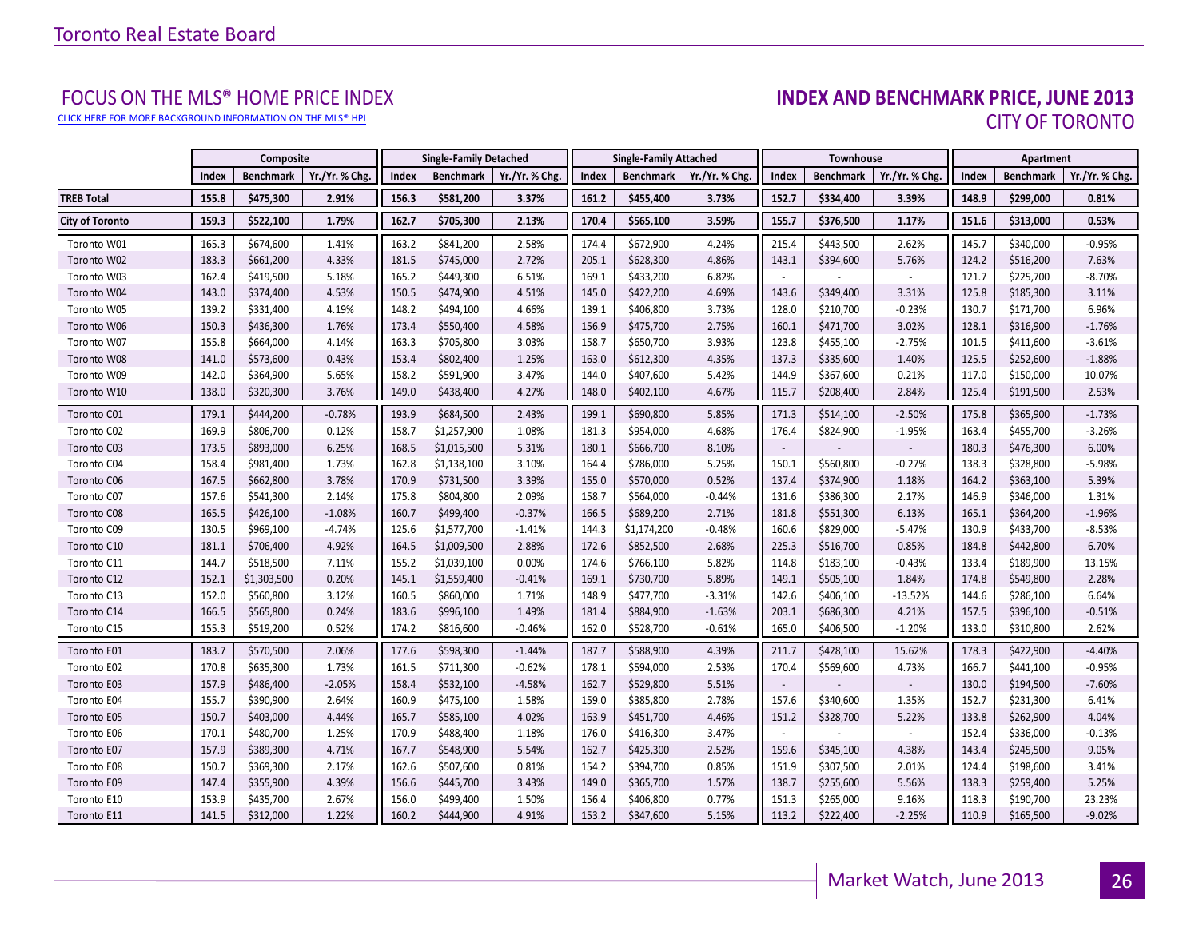Toronto Real Estate Board

## FOCUS ON THE MLS® HOME PRICE INDEX

CLICK HERE FOR MORE BACKGROUND INFORMATION ON THE MLS® HPI

## INDEX AND BENCHMARK PRICE, JUNE 2013
## CITY OF TORONTO

| | Composite | | | Single-Family Detached | | | Single-Family Attached | | | Townhouse | | | Apartment | | |
|---|---|---|---|---|---|---|---|---|---|---|---|---|---|---|---|
| | Index | Benchmark | Yr./Yr. % Chg. | Index | Benchmark | Yr./Yr. % Chg. | Index | Benchmark | Yr./Yr. % Chg. | Index | Benchmark | Yr./Yr. % Chg. | Index | Benchmark | Yr./Yr. % Chg. |
| **TREB Total** | **155.8** | **$475,300** | **2.91%** | **156.3** | **$581,200** | **3.37%** | **161.2** | **$455,400** | **3.73%** | **152.7** | **$334,400** | **3.39%** | **148.9** | **$299,000** | **0.81%** |
| **City of Toronto** | **159.3** | **$522,100** | **1.79%** | **162.7** | **$705,300** | **2.13%** | **170.4** | **$565,100** | **3.59%** | **155.7** | **$376,500** | **1.17%** | **151.6** | **$313,000** | **0.53%** |
| Toronto W01 | 165.3 | $674,600 | 1.41% | 163.2 | $841,200 | 2.58% | 174.4 | $672,900 | 4.24% | 215.4 | $443,500 | 2.62% | 145.7 | $340,000 | -0.95% |
| Toronto W02 | 183.3 | $661,200 | 4.33% | 181.5 | $745,000 | 2.72% | 205.1 | $628,300 | 4.86% | 143.1 | $394,600 | 5.76% | 124.2 | $516,200 | 7.63% |
| Toronto W03 | 162.4 | $419,500 | 5.18% | 165.2 | $449,300 | 6.51% | 169.1 | $433,200 | 6.82% | - | - | - | 121.7 | $225,700 | -8.70% |
| Toronto W04 | 143.0 | $374,400 | 4.53% | 150.5 | $474,900 | 4.51% | 145.0 | $422,200 | 4.69% | 143.6 | $349,400 | 3.31% | 125.8 | $185,300 | 3.11% |
| Toronto W05 | 139.2 | $331,400 | 4.19% | 148.2 | $494,100 | 4.66% | 139.1 | $406,800 | 3.73% | 128.0 | $210,700 | -0.23% | 130.7 | $171,700 | 6.96% |
| Toronto W06 | 150.3 | $436,300 | 1.76% | 173.4 | $550,400 | 4.58% | 156.9 | $475,700 | 2.75% | 160.1 | $471,700 | 3.02% | 128.1 | $316,900 | -1.76% |
| Toronto W07 | 155.8 | $664,000 | 4.14% | 163.3 | $705,800 | 3.03% | 158.7 | $650,700 | 3.93% | 123.8 | $455,100 | -2.75% | 101.5 | $411,600 | -3.61% |
| Toronto W08 | 141.0 | $573,600 | 0.43% | 153.4 | $802,400 | 1.25% | 163.0 | $612,300 | 4.35% | 137.3 | $335,600 | 1.40% | 125.5 | $252,600 | -1.88% |
| Toronto W09 | 142.0 | $364,900 | 5.65% | 158.2 | $591,900 | 3.47% | 144.0 | $407,600 | 5.42% | 144.9 | $367,600 | 0.21% | 117.0 | $150,000 | 10.07% |
| Toronto W10 | 138.0 | $320,300 | 3.76% | 149.0 | $438,400 | 4.27% | 148.0 | $402,100 | 4.67% | 115.7 | $208,400 | 2.84% | 125.4 | $191,500 | 2.53% |
| Toronto C01 | 179.1 | $444,200 | -0.78% | 193.9 | $684,500 | 2.43% | 199.1 | $690,800 | 5.85% | 171.3 | $514,100 | -2.50% | 175.8 | $365,900 | -1.73% |
| Toronto C02 | 169.9 | $806,700 | 0.12% | 158.7 | $1,257,900 | 1.08% | 181.3 | $954,000 | 4.68% | 176.4 | $824,900 | -1.95% | 163.4 | $455,700 | -3.26% |
| Toronto C03 | 173.5 | $893,000 | 6.25% | 168.5 | $1,015,500 | 5.31% | 180.1 | $666,700 | 8.10% | - | - | - | 180.3 | $476,300 | 6.00% |
| Toronto C04 | 158.4 | $981,400 | 1.73% | 162.8 | $1,138,100 | 3.10% | 164.4 | $786,000 | 5.25% | 150.1 | $560,800 | -0.27% | 138.3 | $328,800 | -5.98% |
| Toronto C06 | 167.5 | $662,800 | 3.78% | 170.9 | $731,500 | 3.39% | 155.0 | $570,000 | 0.52% | 137.4 | $374,900 | 1.18% | 164.2 | $363,100 | 5.39% |
| Toronto C07 | 157.6 | $541,300 | 2.14% | 175.8 | $804,800 | 2.09% | 158.7 | $564,000 | -0.44% | 131.6 | $386,300 | 2.17% | 146.9 | $346,000 | 1.31% |
| Toronto C08 | 165.5 | $426,100 | -1.08% | 160.7 | $499,400 | -0.37% | 166.5 | $689,200 | 2.71% | 181.8 | $551,300 | 6.13% | 165.1 | $364,200 | -1.96% |
| Toronto C09 | 130.5 | $969,100 | -4.74% | 125.6 | $1,577,700 | -1.41% | 144.3 | $1,174,200 | -0.48% | 160.6 | $829,000 | -5.47% | 130.9 | $433,700 | -8.53% |
| Toronto C10 | 181.1 | $706,400 | 4.92% | 164.5 | $1,009,500 | 2.88% | 172.6 | $852,500 | 2.68% | 225.3 | $516,700 | 0.85% | 184.8 | $442,800 | 6.70% |
| Toronto C11 | 144.7 | $518,500 | 7.11% | 155.2 | $1,039,100 | 0.00% | 174.6 | $766,100 | 5.82% | 114.8 | $183,100 | -0.43% | 133.4 | $189,900 | 13.15% |
| Toronto C12 | 152.1 | $1,303,500 | 0.20% | 145.1 | $1,559,400 | -0.41% | 169.1 | $730,700 | 5.89% | 149.1 | $505,100 | 1.84% | 174.8 | $549,800 | 2.28% |
| Toronto C13 | 152.0 | $560,800 | 3.12% | 160.5 | $860,000 | 1.71% | 148.9 | $477,700 | -3.31% | 142.6 | $406,100 | -13.52% | 144.6 | $286,100 | 6.64% |
| Toronto C14 | 166.5 | $565,800 | 0.24% | 183.6 | $996,100 | 1.49% | 181.4 | $884,900 | -1.63% | 203.1 | $686,300 | 4.21% | 157.5 | $396,100 | -0.51% |
| Toronto C15 | 155.3 | $519,200 | 0.52% | 174.2 | $816,600 | -0.46% | 162.0 | $528,700 | -0.61% | 165.0 | $406,500 | -1.20% | 133.0 | $310,800 | 2.62% |
| Toronto E01 | 183.7 | $570,500 | 2.06% | 177.6 | $598,300 | -1.44% | 187.7 | $588,900 | 4.39% | 211.7 | $428,100 | 15.62% | 178.3 | $422,900 | -4.40% |
| Toronto E02 | 170.8 | $635,300 | 1.73% | 161.5 | $711,300 | -0.62% | 178.1 | $594,000 | 2.53% | 170.4 | $569,600 | 4.73% | 166.7 | $441,100 | -0.95% |
| Toronto E03 | 157.9 | $486,400 | -2.05% | 158.4 | $532,100 | -4.58% | 162.7 | $529,800 | 5.51% | - | - | - | 130.0 | $194,500 | -7.60% |
| Toronto E04 | 155.7 | $390,900 | 2.64% | 160.9 | $475,100 | 1.58% | 159.0 | $385,800 | 2.78% | 157.6 | $340,600 | 1.35% | 152.7 | $231,300 | 6.41% |
| Toronto E05 | 150.7 | $403,000 | 4.44% | 165.7 | $585,100 | 4.02% | 163.9 | $451,700 | 4.46% | 151.2 | $328,700 | 5.22% | 133.8 | $262,900 | 4.04% |
| Toronto E06 | 170.1 | $480,700 | 1.25% | 170.9 | $488,400 | 1.18% | 176.0 | $416,300 | 3.47% | - | - | - | 152.4 | $336,000 | -0.13% |
| Toronto E07 | 157.9 | $389,300 | 4.71% | 167.7 | $548,900 | 5.54% | 162.7 | $425,300 | 2.52% | 159.6 | $345,100 | 4.38% | 143.4 | $245,500 | 9.05% |
| Toronto E08 | 150.7 | $369,300 | 2.17% | 162.6 | $507,600 | 0.81% | 154.2 | $394,700 | 0.85% | 151.9 | $307,500 | 2.01% | 124.4 | $198,600 | 3.41% |
| Toronto E09 | 147.4 | $355,900 | 4.39% | 156.6 | $445,700 | 3.43% | 149.0 | $365,700 | 1.57% | 138.7 | $255,600 | 5.56% | 138.3 | $259,400 | 5.25% |
| Toronto E10 | 153.9 | $435,700 | 2.67% | 156.0 | $499,400 | 1.50% | 156.4 | $406,800 | 0.77% | 151.3 | $265,000 | 9.16% | 118.3 | $190,700 | 23.23% |
| Toronto E11 | 141.5 | $312,000 | 1.22% | 160.2 | $444,900 | 4.91% | 153.2 | $347,600 | 5.15% | 113.2 | $222,400 | -2.25% | 110.9 | $165,500 | -9.02% |

Market Watch, June 2013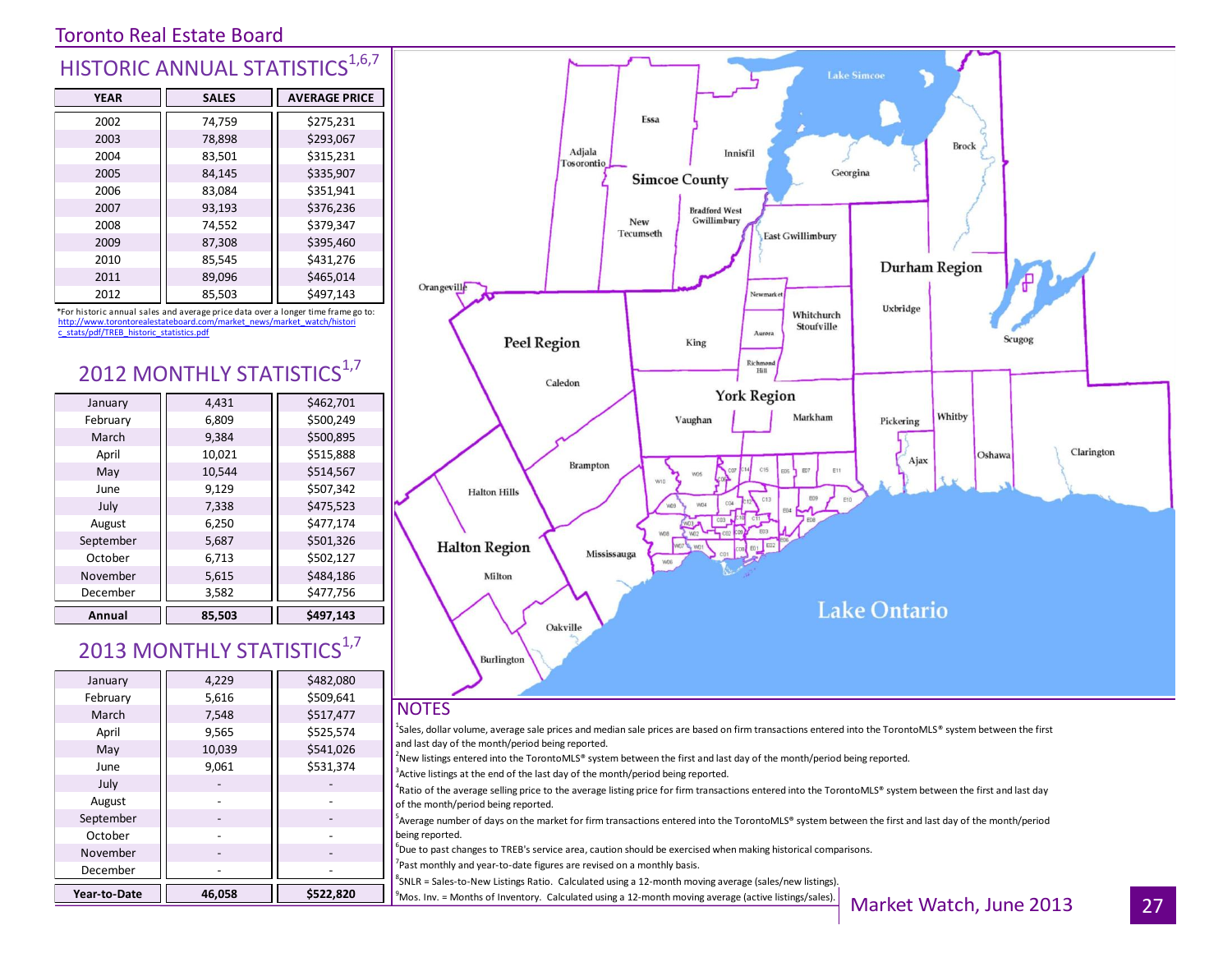Toronto Real Estate Board

## HISTORIC ANNUAL STATISTICS[1,6,7]

| YEAR | SALES | AVERAGE PRICE |
|---|---|---|
| 2002 | 74,759 | $275,231 |
| 2003 | 78,898 | $293,067 |
| 2004 | 83,501 | $315,231 |
| 2005 | 84,145 | $335,907 |
| 2006 | 83,084 | $351,941 |
| 2007 | 93,193 | $376,236 |
| 2008 | 74,552 | $379,347 |
| 2009 | 87,308 | $395,460 |
| 2010 | 85,545 | $431,276 |
| 2011 | 89,096 | $465,014 |
| 2012 | 85,503 | $497,143 |

*For historic annual sales and average price data over a longer time frame go to: http://www.torontorealestateboard.com/market_news/market_watch/historic_stats/pdf/TREB_historic_statistics.pdf

## 2012 MONTHLY STATISTICS[1,7]

| | | |
|---|---|---|
| January | 4,431 | $462,701 |
| February | 6,809 | $500,249 |
| March | 9,384 | $500,895 |
| April | 10,021 | $515,888 |
| May | 10,544 | $514,567 |
| June | 9,129 | $507,342 |
| July | 7,338 | $475,523 |
| August | 6,250 | $477,174 |
| September | 5,687 | $501,326 |
| October | 6,713 | $502,127 |
| November | 5,615 | $484,186 |
| December | 3,582 | $477,756 |
| **Annual** | **85,503** | **$497,143** |

## 2013 MONTHLY STATISTICS[1,7]

| | | |
|---|---|---|
| January | 4,229 | $482,080 |
| February | 5,616 | $509,641 |
| March | 7,548 | $517,477 |
| April | 9,565 | $525,574 |
| May | 10,039 | $541,026 |
| June | 9,061 | $531,374 |
| July | - | - |
| August | - | - |
| September | - | - |
| October | - | - |
| November | - | - |
| December | - | - |
| **Year-to-Date** | **46,058** | **$522,820** |

Lake Simcoe
Essa
Adjala Tosorontio
Innisfil
Simcoe County
Brock
Georgina
Bradford West Gwillimbury
New Tecumseth
East Gwillimbury
Durham Region
Orangeville
Newmarket
Whitchurch Stoufville
Uxbridge
Aurora
Peel Region
King
Scugog
Richmond Hill
Caledon
York Region
Vaughan
Markham
Pickering
Whitby
Ajax
Oshawa
Clarington
Brampton
Halton Hills
Halton Region
Mississauga
Milton
Lake Ontario
Oakville
Burlington

## NOTES

[1]Sales, dollar volume, average sale prices and median sale prices are based on firm transactions entered into the TorontoMLS® system between the first and last day of the month/period being reported.

[2]New listings entered into the TorontoMLS® system between the first and last day of the month/period being reported.

[3]Active listings at the end of the last day of the month/period being reported.

[4]Ratio of the average selling price to the average listing price for firm transactions entered into the TorontoMLS® system between the first and last day of the month/period being reported.

[5]Average number of days on the market for firm transactions entered into the TorontoMLS® system between the first and last day of the month/period being reported.

[6]Due to past changes to TREB's service area, caution should be exercised when making historical comparisons.

[7]Past monthly and year-to-date figures are revised on a monthly basis.

[8]SNLR = Sales-to-New Listings Ratio. Calculated using a 12-month moving average (sales/new listings).

[9]Mos. Inv. = Months of Inventory. Calculated using a 12-month moving average (active listings/sales).

Market Watch, June 2013